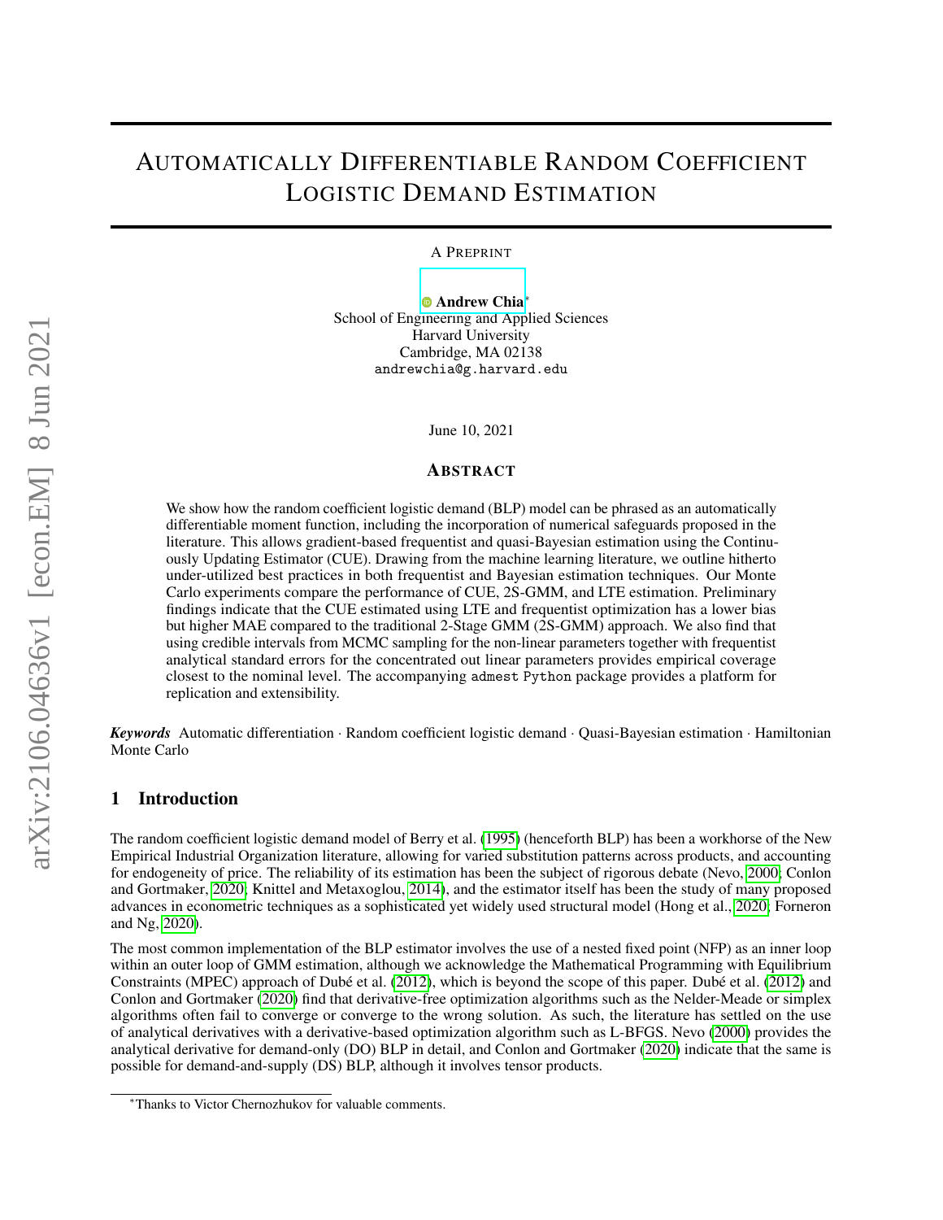# Automatically Differentiable Random Coefficient Logistic Demand Estimation

A Preprint

**Andrew Chia**[*]
School of Engineering and Applied Sciences
Harvard University
Cambridge, MA 02138
andrewchia@g.harvard.edu

June 10, 2021

## Abstract

We show how the random coefficient logistic demand (BLP) model can be phrased as an automatically differentiable moment function, including the incorporation of numerical safeguards proposed in the literature. This allows gradient-based frequentist and quasi-Bayesian estimation using the Continuously Updating Estimator (CUE). Drawing from the machine learning literature, we outline hitherto under-utilized best practices in both frequentist and Bayesian estimation techniques. Our Monte Carlo experiments compare the performance of CUE, 2S-GMM, and LTE estimation. Preliminary findings indicate that the CUE estimated using LTE and frequentist optimization has a lower bias but higher MAE compared to the traditional 2-Stage GMM (2S-GMM) approach. We also find that using credible intervals from MCMC sampling for the non-linear parameters together with frequentist analytical standard errors for the concentrated out linear parameters provides empirical coverage closest to the nominal level. The accompanying `admest` `Python` package provides a platform for replication and extensibility.

***Keywords*** Automatic differentiation · Random coefficient logistic demand · Quasi-Bayesian estimation · Hamiltonian Monte Carlo

## 1 Introduction

The random coefficient logistic demand model of Berry et al. (1995) (henceforth BLP) has been a workhorse of the New Empirical Industrial Organization literature, allowing for varied substitution patterns across products, and accounting for endogeneity of price. The reliability of its estimation has been the subject of rigorous debate (Nevo, 2000; Conlon and Gortmaker, 2020; Knittel and Metaxoglou, 2014), and the estimator itself has been the study of many proposed advances in econometric techniques as a sophisticated yet widely used structural model (Hong et al., 2020; Forneron and Ng, 2020).

The most common implementation of the BLP estimator involves the use of a nested fixed point (NFP) as an inner loop within an outer loop of GMM estimation, although we acknowledge the Mathematical Programming with Equilibrium Constraints (MPEC) approach of Dubé et al. (2012), which is beyond the scope of this paper. Dubé et al. (2012) and Conlon and Gortmaker (2020) find that derivative-free optimization algorithms such as the Nelder-Meade or simplex algorithms often fail to converge or converge to the wrong solution. As such, the literature has settled on the use of analytical derivatives with a derivative-based optimization algorithm such as L-BFGS. Nevo (2000) provides the analytical derivative for demand-only (DO) BLP in detail, and Conlon and Gortmaker (2020) indicate that the same is possible for demand-and-supply (DS) BLP, although it involves tensor products.

[*]Thanks to Victor Chernozhukov for valuable comments.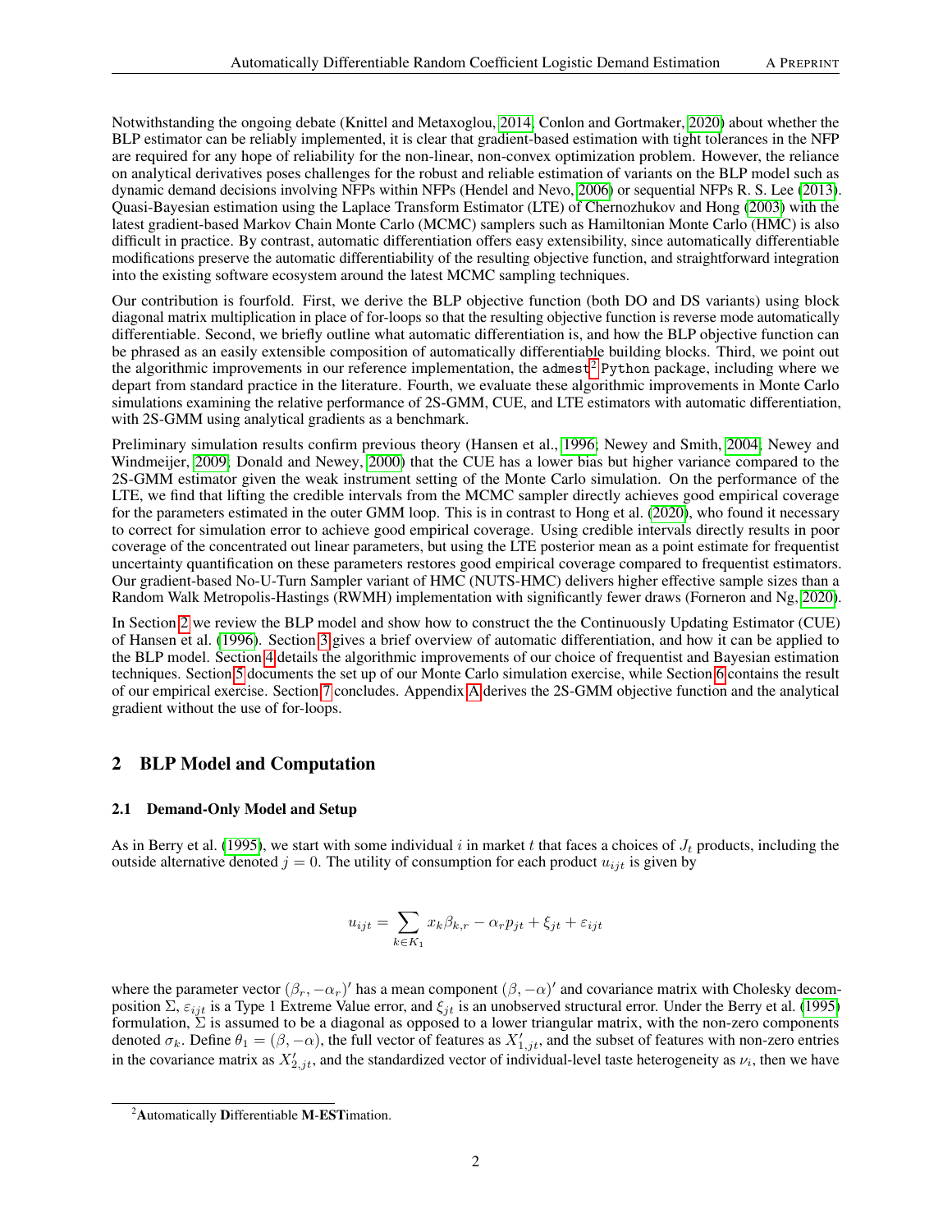Notwithstanding the ongoing debate (Knittel and Metaxoglou, 2014, Conlon and Gortmaker, 2020) about whether the BLP estimator can be reliably implemented, it is clear that gradient-based estimation with tight tolerances in the NFP are required for any hope of reliability for the non-linear, non-convex optimization problem. However, the reliance on analytical derivatives poses challenges for the robust and reliable estimation of variants on the BLP model such as dynamic demand decisions involving NFPs within NFPs (Hendel and Nevo, 2006) or sequential NFPs R. S. Lee (2013). Quasi-Bayesian estimation using the Laplace Transform Estimator (LTE) of Chernozhukov and Hong (2003) with the latest gradient-based Markov Chain Monte Carlo (MCMC) samplers such as Hamiltonian Monte Carlo (HMC) is also difficult in practice. By contrast, automatic differentiation offers easy extensibility, since automatically differentiable modifications preserve the automatic differentiability of the resulting objective function, and straightforward integration into the existing software ecosystem around the latest MCMC sampling techniques.

Our contribution is fourfold. First, we derive the BLP objective function (both DO and DS variants) using block diagonal matrix multiplication in place of for-loops so that the resulting objective function is reverse mode automatically differentiable. Second, we briefly outline what automatic differentiation is, and how the BLP objective function can be phrased as an easily extensible composition of automatically differentiable building blocks. Third, we point out the algorithmic improvements in our reference implementation, the `admest`[2] `Python` package, including where we depart from standard practice in the literature. Fourth, we evaluate these algorithmic improvements in Monte Carlo simulations examining the relative performance of 2S-GMM, CUE, and LTE estimators with automatic differentiation, with 2S-GMM using analytical gradients as a benchmark.

Preliminary simulation results confirm previous theory (Hansen et al., 1996; Newey and Smith, 2004; Newey and Windmeijer, 2009; Donald and Newey, 2000) that the CUE has a lower bias but higher variance compared to the 2S-GMM estimator given the weak instrument setting of the Monte Carlo simulation. On the performance of the LTE, we find that lifting the credible intervals from the MCMC sampler directly achieves good empirical coverage for the parameters estimated in the outer GMM loop. This is in contrast to Hong et al. (2020), who found it necessary to correct for simulation error to achieve good empirical coverage. Using credible intervals directly results in poor coverage of the concentrated out linear parameters, but using the LTE posterior mean as a point estimate for frequentist uncertainty quantification on these parameters restores good empirical coverage compared to frequentist estimators. Our gradient-based No-U-Turn Sampler variant of HMC (NUTS-HMC) delivers higher effective sample sizes than a Random Walk Metropolis-Hastings (RWMH) implementation with significantly fewer draws (Forneron and Ng, 2020).

In Section 2 we review the BLP model and show how to construct the the Continuously Updating Estimator (CUE) of Hansen et al. (1996). Section 3 gives a brief overview of automatic differentiation, and how it can be applied to the BLP model. Section 4 details the algorithmic improvements of our choice of frequentist and Bayesian estimation techniques. Section 5 documents the set up of our Monte Carlo simulation exercise, while Section 6 contains the result of our empirical exercise. Section 7 concludes. Appendix A derives the 2S-GMM objective function and the analytical gradient without the use of for-loops.

## 2 BLP Model and Computation

### 2.1 Demand-Only Model and Setup

As in Berry et al. (1995), we start with some individual $i$ in market $t$ that faces a choices of $J_t$ products, including the outside alternative denoted $j = 0$. The utility of consumption for each product $u_{ijt}$ is given by

$$u_{ijt} = \sum_{k \in K_1} x_k \beta_{k,r} - \alpha_r p_{jt} + \xi_{jt} + \varepsilon_{ijt}$$

where the parameter vector $(\beta_r, -\alpha_r)'$ has a mean component $(\beta, -\alpha)'$ and covariance matrix with Cholesky decomposition $\Sigma$, $\varepsilon_{ijt}$ is a Type 1 Extreme Value error, and $\xi_{jt}$ is an unobserved structural error. Under the Berry et al. (1995) formulation, $\Sigma$ is assumed to be a diagonal as opposed to a lower triangular matrix, with the non-zero components denoted $\sigma_k$. Define $\theta_1 = (\beta, -\alpha)$, the full vector of features as $X'_{1,jt}$, and the subset of features with non-zero entries in the covariance matrix as $X'_{2,jt}$, and the standardized vector of individual-level taste heterogeneity as $\nu_i$, then we have

[2] **A**utomatically **D**ifferentiable **M**-**EST**imation.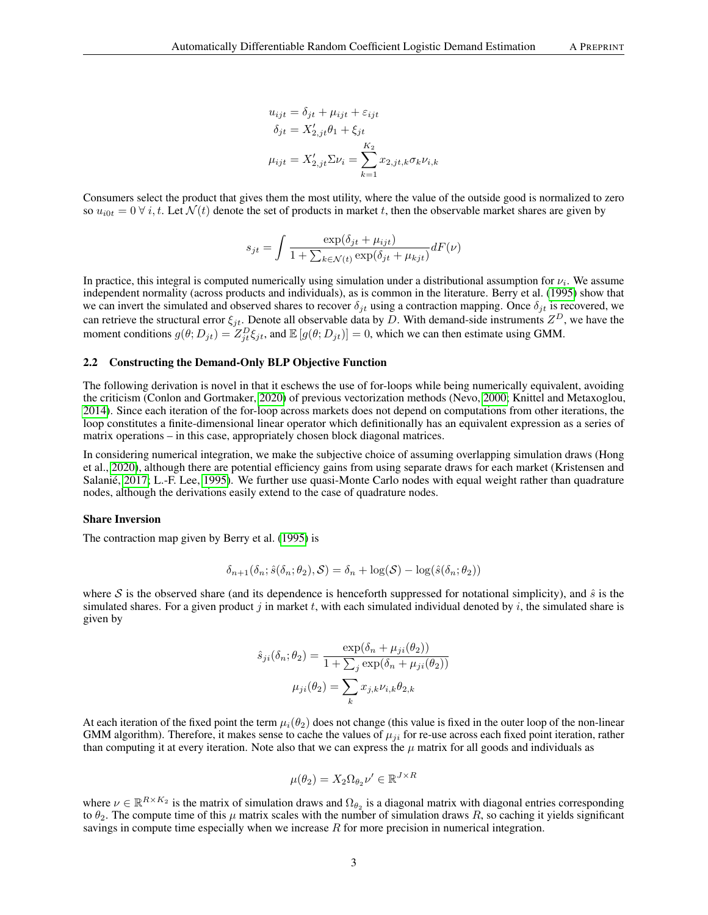$$
\begin{aligned}
u_{ijt} &= \delta_{jt} + \mu_{ijt} + \varepsilon_{ijt} \\
\delta_{jt} &= X_{2,jt}'\theta_1 + \xi_{jt} \\
\mu_{ijt} &= X_{2,jt}'\Sigma\nu_i = \sum_{k=1}^{K_2} x_{2,jt,k}\sigma_k\nu_{i,k}
\end{aligned}
$$

Consumers select the product that gives them the most utility, where the value of the outside good is normalized to zero so $u_{i0t} = 0 \; \forall \; i, t$. Let $\mathcal{N}(t)$ denote the set of products in market $t$, then the observable market shares are given by

$$
s_{jt} = \int \frac{\exp(\delta_{jt} + \mu_{ijt})}{1 + \sum_{k \in \mathcal{N}(t)} \exp(\delta_{jt} + \mu_{kjt})} dF(\nu)
$$

In practice, this integral is computed numerically using simulation under a distributional assumption for $\nu_i$. We assume independent normality (across products and individuals), as is common in the literature. Berry et al. (1995) show that we can invert the simulated and observed shares to recover $\delta_{jt}$ using a contraction mapping. Once $\delta_{jt}$ is recovered, we can retrieve the structural error $\xi_{jt}$. Denote all observable data by $D$. With demand-side instruments $Z^D$, we have the moment conditions $g(\theta; D_{jt}) = Z_{jt}^D \xi_{jt}$, and $\mathbb{E}[g(\theta; D_{jt})] = 0$, which we can then estimate using GMM.

### 2.2 Constructing the Demand-Only BLP Objective Function

The following derivation is novel in that it eschews the use of for-loops while being numerically equivalent, avoiding the criticism (Conlon and Gortmaker, 2020) of previous vectorization methods (Nevo, 2000; Knittel and Metaxoglou, 2014). Since each iteration of the for-loop across markets does not depend on computations from other iterations, the loop constitutes a finite-dimensional linear operator which definitionally has an equivalent expression as a series of matrix operations – in this case, appropriately chosen block diagonal matrices.

In considering numerical integration, we make the subjective choice of assuming overlapping simulation draws (Hong et al., 2020), although there are potential efficiency gains from using separate draws for each market (Kristensen and Salanié, 2017; L.-F. Lee, 1995). We further use quasi-Monte Carlo nodes with equal weight rather than quadrature nodes, although the derivations easily extend to the case of quadrature nodes.

**Share Inversion**

The contraction map given by Berry et al. (1995) is

$$
\delta_{n+1}(\delta_n; \hat{s}(\delta_n; \theta_2), \mathcal{S}) = \delta_n + \log(\mathcal{S}) - \log(\hat{s}(\delta_n; \theta_2))
$$

where $\mathcal{S}$ is the observed share (and its dependence is henceforth suppressed for notational simplicity), and $\hat{s}$ is the simulated shares. For a given product $j$ in market $t$, with each simulated individual denoted by $i$, the simulated share is given by

$$
\begin{aligned}
\hat{s}_{ji}(\delta_n; \theta_2) &= \frac{\exp(\delta_n + \mu_{ji}(\theta_2))}{1 + \sum_j \exp(\delta_n + \mu_{ji}(\theta_2))} \\
\mu_{ji}(\theta_2) &= \sum_k x_{j,k}\nu_{i,k}\theta_{2,k}
\end{aligned}
$$

At each iteration of the fixed point the term $\mu_i(\theta_2)$ does not change (this value is fixed in the outer loop of the non-linear GMM algorithm). Therefore, it makes sense to cache the values of $\mu_{ji}$ for re-use across each fixed point iteration, rather than computing it at every iteration. Note also that we can express the $\mu$ matrix for all goods and individuals as

$$
\mu(\theta_2) = X_2\Omega_{\theta_2}\nu' \in \mathbb{R}^{J \times R}
$$

where $\nu \in \mathbb{R}^{R \times K_2}$ is the matrix of simulation draws and $\Omega_{\theta_2}$ is a diagonal matrix with diagonal entries corresponding to $\theta_2$. The compute time of this $\mu$ matrix scales with the number of simulation draws $R$, so caching it yields significant savings in compute time especially when we increase $R$ for more precision in numerical integration.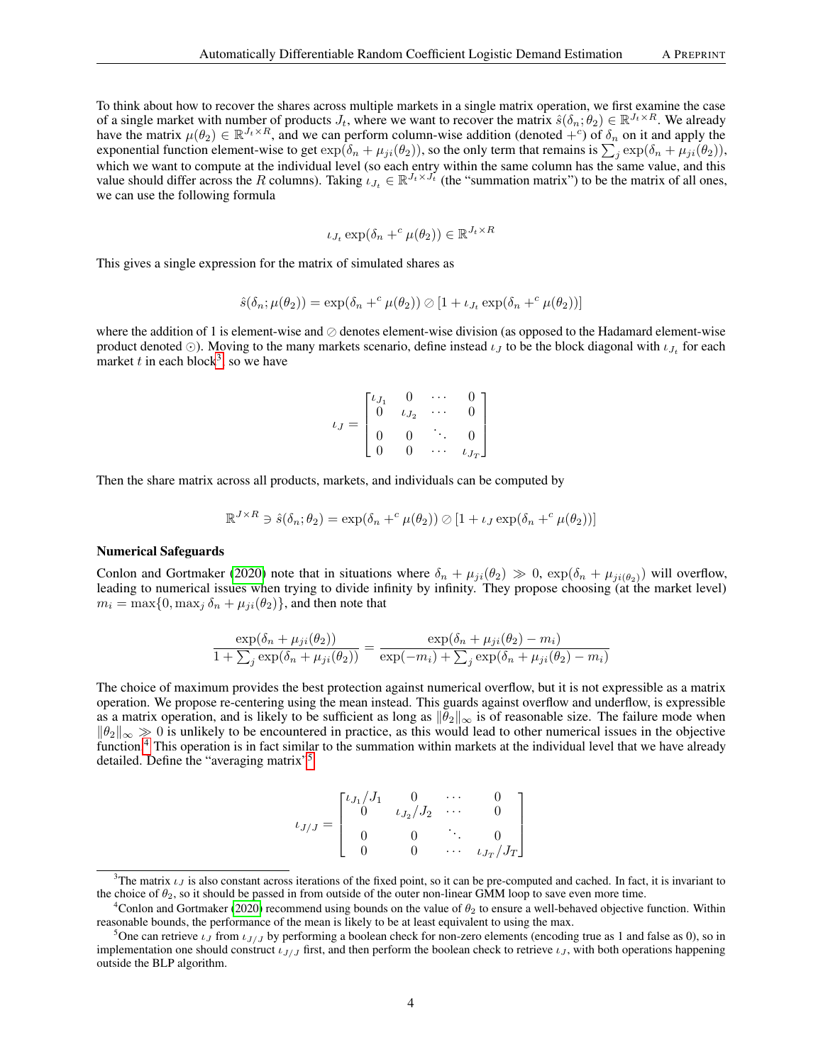To think about how to recover the shares across multiple markets in a single matrix operation, we first examine the case of a single market with number of products $J_t$, where we want to recover the matrix $\hat{s}(\delta_n; \theta_2) \in \mathbb{R}^{J_t \times R}$. We already have the matrix $\mu(\theta_2) \in \mathbb{R}^{J_t \times R}$, and we can perform column-wise addition (denoted $+^c$) of $\delta_n$ on it and apply the exponential function element-wise to get $\exp(\delta_n + \mu_{ji}(\theta_2))$, so the only term that remains is $\sum_j \exp(\delta_n + \mu_{ji}(\theta_2))$, which we want to compute at the individual level (so each entry within the same column has the same value, and this value should differ across the $R$ columns). Taking $\iota_{J_t} \in \mathbb{R}^{J_t \times J_t}$ (the "summation matrix") to be the matrix of all ones, we can use the following formula

$$\iota_{J_t} \exp(\delta_n +^c \mu(\theta_2)) \in \mathbb{R}^{J_t \times R}$$

This gives a single expression for the matrix of simulated shares as

$$\hat{s}(\delta_n; \mu(\theta_2)) = \exp(\delta_n +^c \mu(\theta_2)) \oslash [1 + \iota_{J_t} \exp(\delta_n +^c \mu(\theta_2))]$$

where the addition of 1 is element-wise and $\oslash$ denotes element-wise division (as opposed to the Hadamard element-wise product denoted $\odot$). Moving to the many markets scenario, define instead $\iota_J$ to be the block diagonal with $\iota_{J_t}$ for each market $t$ in each block[3], so we have

$$\iota_J = \begin{bmatrix} \iota_{J_1} & 0 & \cdots & 0 \\ 0 & \iota_{J_2} & \cdots & 0 \\ 0 & 0 & \ddots & 0 \\ 0 & 0 & \cdots & \iota_{J_T} \end{bmatrix}$$

Then the share matrix across all products, markets, and individuals can be computed by

$$\mathbb{R}^{J \times R} \ni \hat{s}(\delta_n; \theta_2) = \exp(\delta_n +^c \mu(\theta_2)) \oslash [1 + \iota_J \exp(\delta_n +^c \mu(\theta_2))]$$

**Numerical Safeguards**

Conlon and Gortmaker (2020) note that in situations where $\delta_n + \mu_{ji}(\theta_2) \gg 0$, $\exp(\delta_n + \mu_{ji(\theta_2)})$ will overflow, leading to numerical issues when trying to divide infinity by infinity. They propose choosing (at the market level) $m_i = \max\{0, \max_j \delta_n + \mu_{ji}(\theta_2)\}$, and then note that

$$\frac{\exp(\delta_n + \mu_{ji}(\theta_2))}{1 + \sum_j \exp(\delta_n + \mu_{ji}(\theta_2))} = \frac{\exp(\delta_n + \mu_{ji}(\theta_2) - m_i)}{\exp(-m_i) + \sum_j \exp(\delta_n + \mu_{ji}(\theta_2) - m_i)}$$

The choice of maximum provides the best protection against numerical overflow, but it is not expressible as a matrix operation. We propose re-centering using the mean instead. This guards against overflow and underflow, is expressible as a matrix operation, and is likely to be sufficient as long as $\|\theta_2\|_\infty$ is of reasonable size. The failure mode when $\|\theta_2\|_\infty \gg 0$ is unlikely to be encountered in practice, as this would lead to other numerical issues in the objective function.[4] This operation is in fact similar to the summation within markets at the individual level that we have already detailed. Define the "averaging matrix"[5]

$$\iota_{J/J} = \begin{bmatrix} \iota_{J_1}/J_1 & 0 & \cdots & 0 \\ 0 & \iota_{J_2}/J_2 & \cdots & 0 \\ 0 & 0 & \ddots & 0 \\ 0 & 0 & \cdots & \iota_{J_T}/J_T \end{bmatrix}$$

[3] The matrix $\iota_J$ is also constant across iterations of the fixed point, so it can be pre-computed and cached. In fact, it is invariant to the choice of $\theta_2$, so it should be passed in from outside of the outer non-linear GMM loop to save even more time.

[4] Conlon and Gortmaker (2020) recommend using bounds on the value of $\theta_2$ to ensure a well-behaved objective function. Within reasonable bounds, the performance of the mean is likely to be at least equivalent to using the max.

[5] One can retrieve $\iota_J$ from $\iota_{J/J}$ by performing a boolean check for non-zero elements (encoding true as 1 and false as 0), so in implementation one should construct $\iota_{J/J}$ first, and then perform the boolean check to retrieve $\iota_J$, with both operations happening outside the BLP algorithm.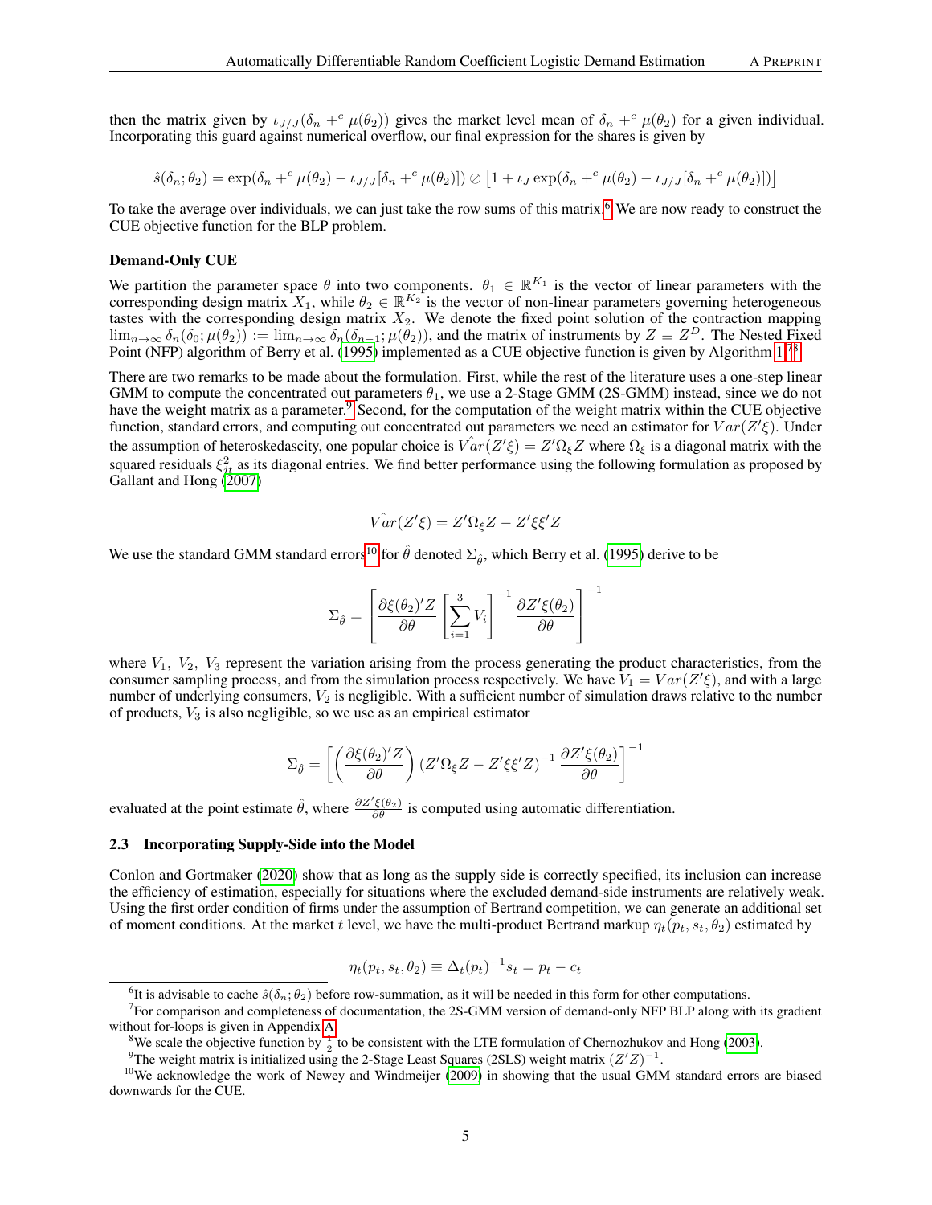then the matrix given by $\iota_{J/J}(\delta_n +^c \mu(\theta_2))$ gives the market level mean of $\delta_n +^c \mu(\theta_2)$ for a given individual. Incorporating this guard against numerical overflow, our final expression for the shares is given by

$$\hat{s}(\delta_n; \theta_2) = \exp(\delta_n +^c \mu(\theta_2) - \iota_{J/J}[\delta_n +^c \mu(\theta_2)]) \oslash \left[1 + \iota_J \exp(\delta_n +^c \mu(\theta_2) - \iota_{J/J}[\delta_n +^c \mu(\theta_2)])\right]$$

To take the average over individuals, we can just take the row sums of this matrix.[6] We are now ready to construct the CUE objective function for the BLP problem.

**Demand-Only CUE**

We partition the parameter space $\theta$ into two components. $\theta_1 \in \mathbb{R}^{K_1}$ is the vector of linear parameters with the corresponding design matrix $X_1$, while $\theta_2 \in \mathbb{R}^{K_2}$ is the vector of non-linear parameters governing heterogeneous tastes with the corresponding design matrix $X_2$. We denote the fixed point solution of the contraction mapping $\lim_{n\to\infty} \delta_n(\delta_0; \mu(\theta_2)) := \lim_{n\to\infty} \delta_n(\delta_{n-1}; \mu(\theta_2))$, and the matrix of instruments by $Z \equiv Z^D$. The Nested Fixed Point (NFP) algorithm of Berry et al. (1995) implemented as a CUE objective function is given by Algorithm 1.[7,8]

There are two remarks to be made about the formulation. First, while the rest of the literature uses a one-step linear GMM to compute the concentrated out parameters $\theta_1$, we use a 2-Stage GMM (2S-GMM) instead, since we do not have the weight matrix as a parameter.[9] Second, for the computation of the weight matrix within the CUE objective function, standard errors, and computing out concentrated out parameters we need an estimator for $Var(Z'\xi)$. Under the assumption of heteroskedascity, one popular choice is $\hat{Var}(Z'\xi) = Z'\Omega_\xi Z$ where $\Omega_\xi$ is a diagonal matrix with the squared residuals $\xi_{jt}^2$ as its diagonal entries. We find better performance using the following formulation as proposed by Gallant and Hong (2007)

$$\hat{Var}(Z'\xi) = Z'\Omega_\xi Z - Z'\xi\xi' Z$$

We use the standard GMM standard errors[10] for $\hat{\theta}$ denoted $\Sigma_{\hat{\theta}}$, which Berry et al. (1995) derive to be

$$\Sigma_{\hat{\theta}} = \left[\frac{\partial \xi(\theta_2)' Z}{\partial \theta} \left[\sum_{i=1}^{3} V_i\right]^{-1} \frac{\partial Z'\xi(\theta_2)}{\partial \theta}\right]^{-1}$$

where $V_1$, $V_2$, $V_3$ represent the variation arising from the process generating the product characteristics, from the consumer sampling process, and from the simulation process respectively. We have $V_1 = Var(Z'\xi)$, and with a large number of underlying consumers, $V_2$ is negligible. With a sufficient number of simulation draws relative to the number of products, $V_3$ is also negligible, so we use as an empirical estimator

$$\Sigma_{\hat{\theta}} = \left[\left(\frac{\partial \xi(\theta_2)' Z}{\partial \theta}\right) (Z'\Omega_\xi Z - Z'\xi\xi' Z)^{-1} \frac{\partial Z'\xi(\theta_2)}{\partial \theta}\right]^{-1}$$

evaluated at the point estimate $\hat{\theta}$, where $\frac{\partial Z'\xi(\theta_2)}{\partial \theta}$ is computed using automatic differentiation.

### 2.3 Incorporating Supply-Side into the Model

Conlon and Gortmaker (2020) show that as long as the supply side is correctly specified, its inclusion can increase the efficiency of estimation, especially for situations where the excluded demand-side instruments are relatively weak. Using the first order condition of firms under the assumption of Bertrand competition, we can generate an additional set of moment conditions. At the market $t$ level, we have the multi-product Bertrand markup $\eta_t(p_t, s_t, \theta_2)$ estimated by

$$\eta_t(p_t, s_t, \theta_2) \equiv \Delta_t(p_t)^{-1} s_t = p_t - c_t$$

---

[6] It is advisable to cache $\hat{s}(\delta_n; \theta_2)$ before row-summation, as it will be needed in this form for other computations.

[7] For comparison and completeness of documentation, the 2S-GMM version of demand-only NFP BLP along with its gradient without for-loops is given in Appendix A.

[8] We scale the objective function by $\frac{1}{2}$ to be consistent with the LTE formulation of Chernozhukov and Hong (2003).

[9] The weight matrix is initialized using the 2-Stage Least Squares (2SLS) weight matrix $(Z'Z)^{-1}$.

[10] We acknowledge the work of Newey and Windmeijer (2009) in showing that the usual GMM standard errors are biased downwards for the CUE.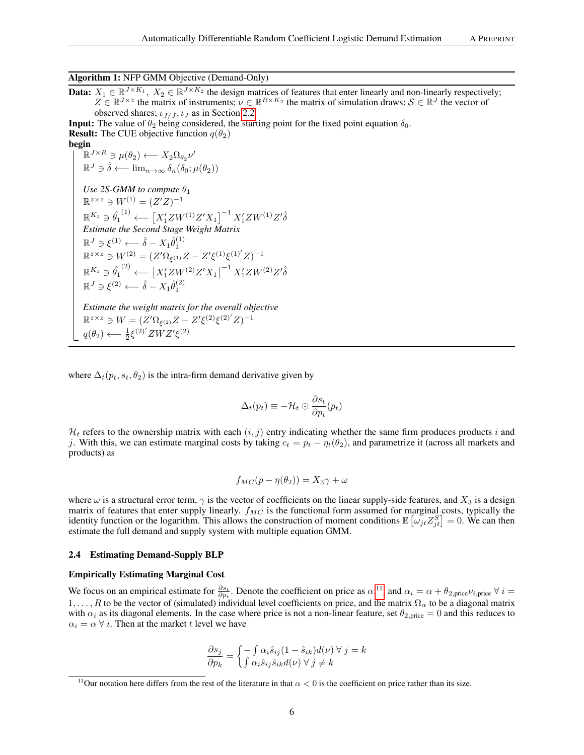**Algorithm 1:** NFP GMM Objective (Demand-Only)

**Data:** $X_1 \in \mathbb{R}^{J\times K_1}$, $X_2 \in \mathbb{R}^{J\times K_2}$ the design matrices of features that enter linearly and non-linearly respectively; $Z \in \mathbb{R}^{J\times z}$ the matrix of instruments; $\nu \in \mathbb{R}^{R\times K_2}$ the matrix of simulation draws; $\mathcal{S} \in \mathbb{R}^J$ the vector of observed shares; $\iota_{J/J}, \iota_J$ as in Section 2.2

**Input:** The value of $\theta_2$ being considered, the starting point for the fixed point equation $\delta_0$.

**Result:** The CUE objective function $q(\theta_2)$

**begin**

$\mathbb{R}^{J\times R} \ni \mu(\theta_2) \longleftarrow X_2 \Omega_{\theta_2} \nu'$

$\mathbb{R}^J \ni \hat{\delta} \longleftarrow \lim_{n\to\infty} \delta_n(\delta_0; \mu(\theta_2))$

*Use 2S-GMM to compute* $\theta_1$

$\mathbb{R}^{z\times z} \ni W^{(1)} = (Z'Z)^{-1}$

$\mathbb{R}^{K_1} \ni \hat{\theta}_1^{(1)} \longleftarrow \left[X_1' Z W^{(1)} Z' X_1\right]^{-1} X_1' Z W^{(1)} Z' \hat{\delta}$

*Estimate the Second Stage Weight Matrix*

$\mathbb{R}^J \ni \xi^{(1)} \longleftarrow \hat{\delta} - X_1 \hat{\theta}_1^{(1)}$

$\mathbb{R}^{z\times z} \ni W^{(2)} = (Z'\Omega_{\xi^{(1)}} Z - Z'\xi^{(1)}\xi^{(1)'} Z)^{-1}$

$\mathbb{R}^{K_1} \ni \hat{\theta}_1^{(2)} \longleftarrow \left[X_1' Z W^{(2)} Z' X_1\right]^{-1} X_1' Z W^{(2)} Z' \hat{\delta}$

$\mathbb{R}^J \ni \xi^{(2)} \longleftarrow \hat{\delta} - X_1 \hat{\theta}_1^{(2)}$

*Estimate the weight matrix for the overall objective*

$\mathbb{R}^{z\times z} \ni W = (Z'\Omega_{\xi^{(2)}} Z - Z'\xi^{(2)}\xi^{(2)'} Z)^{-1}$

$q(\theta_2) \longleftarrow \frac{1}{2}\xi^{(2)'} Z W Z' \xi^{(2)}$

---

where $\Delta_t(p_t, s_t, \theta_2)$ is the intra-firm demand derivative given by

$$\Delta_t(p_t) \equiv -\mathcal{H}_t \odot \frac{\partial s_t}{\partial p_t}(p_t)$$

$\mathcal{H}_t$ refers to the ownership matrix with each $(i, j)$ entry indicating whether the same firm produces products $i$ and $j$. With this, we can estimate marginal costs by taking $c_t = p_t - \eta_t(\theta_2)$, and parametrize it (across all markets and products) as

$$f_{MC}(p - \eta(\theta_2)) = X_3\gamma + \omega$$

where $\omega$ is a structural error term, $\gamma$ is the vector of coefficients on the linear supply-side features, and $X_3$ is a design matrix of features that enter supply linearly. $f_{MC}$ is the functional form assumed for marginal costs, typically the identity function or the logarithm. This allows the construction of moment conditions $\mathbb{E}\left[\omega_{jt} Z_{jt}^S\right] = 0$. We can then estimate the full demand and supply system with multiple equation GMM.

### 2.4 Estimating Demand-Supply BLP

**Empirically Estimating Marginal Cost**

We focus on an empirical estimate for $\frac{\partial s_t}{\partial p_t}$. Denote the coefficient on price as $\alpha$[11], and $\alpha_i = \alpha + \theta_{2,\text{price}}\nu_{i,\text{price}} \; \forall \; i = 1, \ldots, R$ to be the vector of (simulated) individual level coefficients on price, and the matrix $\Omega_\alpha$ to be a diagonal matrix with $\alpha_i$ as its diagonal elements. In the case where price is not a non-linear feature, set $\theta_{2,\text{price}} = 0$ and this reduces to $\alpha_i = \alpha \; \forall \; i$. Then at the market $t$ level we have

$$\frac{\partial s_j}{\partial p_k} = \begin{cases} -\int \alpha_i \hat{s}_{ij}(1 - \hat{s}_{ik}) d(\nu) \; \forall \; j = k \\ \int \alpha_i \hat{s}_{ij}\hat{s}_{ik} d(\nu) \; \forall \; j \neq k \end{cases}$$

[11] Our notation here differs from the rest of the literature in that $\alpha < 0$ is the coefficient on price rather than its size.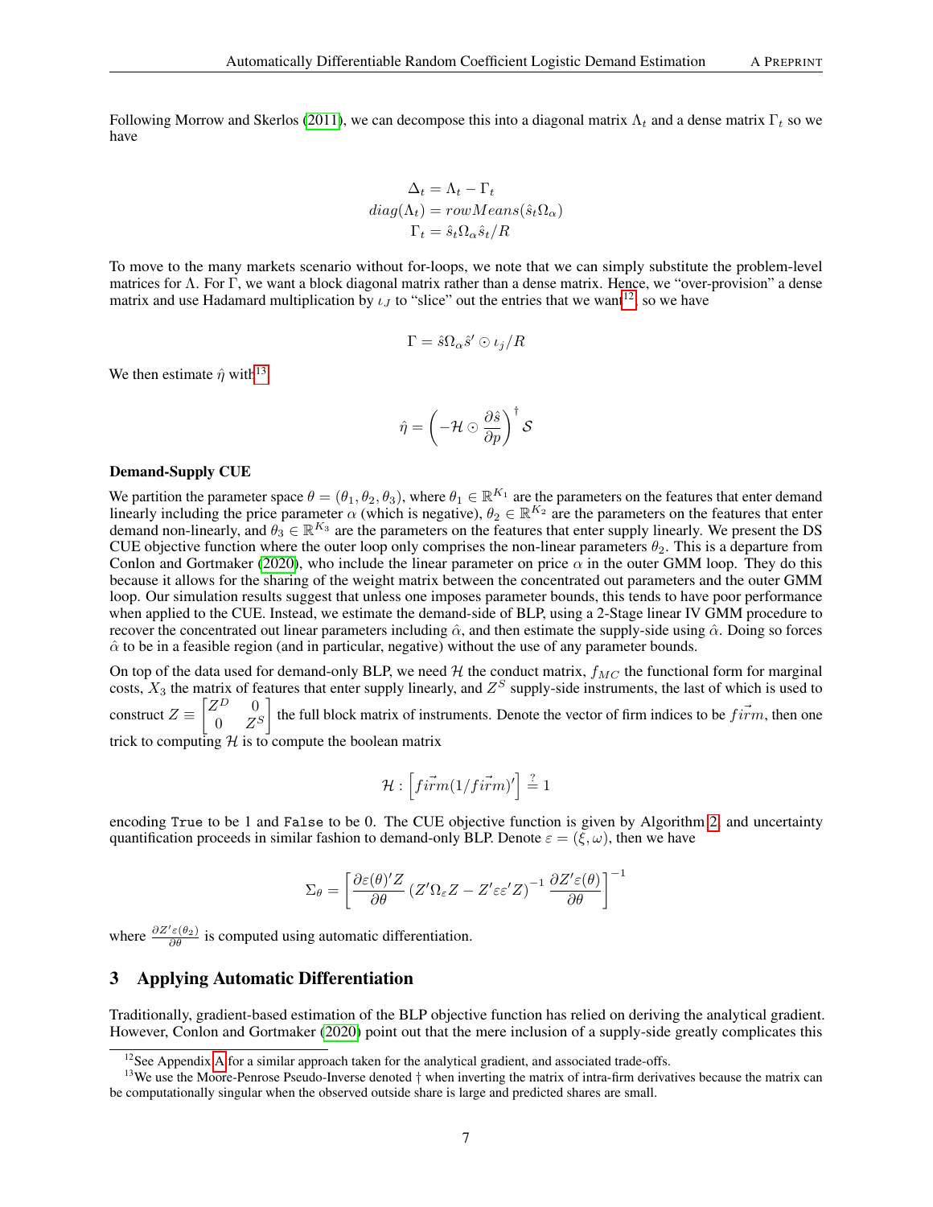Following Morrow and Skerlos (2011), we can decompose this into a diagonal matrix $\Lambda_t$ and a dense matrix $\Gamma_t$ so we have

$$
\begin{aligned}
\Delta_t &= \Lambda_t - \Gamma_t \\
diag(\Lambda_t) &= rowMeans(\hat{s}_t \Omega_\alpha) \\
\Gamma_t &= \hat{s}_t \Omega_\alpha \hat{s}_t / R
\end{aligned}
$$

To move to the many markets scenario without for-loops, we note that we can simply substitute the problem-level matrices for $\Lambda$. For $\Gamma$, we want a block diagonal matrix rather than a dense matrix. Hence, we "over-provision" a dense matrix and use Hadamard multiplication by $\iota_J$ to "slice" out the entries that we want[12], so we have

$$
\Gamma = \hat{s}\Omega_\alpha \hat{s}' \odot \iota_j / R
$$

We then estimate $\hat{\eta}$ with[13]

$$
\hat{\eta} = \left( -\mathcal{H} \odot \frac{\partial \hat{s}}{\partial p} \right)^{\dagger} \mathcal{S}
$$

**Demand-Supply CUE**

We partition the parameter space $\theta = (\theta_1, \theta_2, \theta_3)$, where $\theta_1 \in \mathbb{R}^{K_1}$ are the parameters on the features that enter demand linearly including the price parameter $\alpha$ (which is negative), $\theta_2 \in \mathbb{R}^{K_2}$ are the parameters on the features that enter demand non-linearly, and $\theta_3 \in \mathbb{R}^{K_3}$ are the parameters on the features that enter supply linearly. We present the DS CUE objective function where the outer loop only comprises the non-linear parameters $\theta_2$. This is a departure from Conlon and Gortmaker (2020), who include the linear parameter on price $\alpha$ in the outer GMM loop. They do this because it allows for the sharing of the weight matrix between the concentrated out parameters and the outer GMM loop. Our simulation results suggest that unless one imposes parameter bounds, this tends to have poor performance when applied to the CUE. Instead, we estimate the demand-side of BLP, using a 2-Stage linear IV GMM procedure to recover the concentrated out linear parameters including $\hat{\alpha}$, and then estimate the supply-side using $\hat{\alpha}$. Doing so forces $\hat{\alpha}$ to be in a feasible region (and in particular, negative) without the use of any parameter bounds.

On top of the data used for demand-only BLP, we need $\mathcal{H}$ the conduct matrix, $f_{MC}$ the functional form for marginal costs, $X_3$ the matrix of features that enter supply linearly, and $Z^S$ supply-side instruments, the last of which is used to construct $Z \equiv \begin{bmatrix} Z^D & 0 \\ 0 & Z^S \end{bmatrix}$ the full block matrix of instruments. Denote the vector of firm indices to be $\vec{firm}$, then one trick to computing $\mathcal{H}$ is to compute the boolean matrix

$$
\mathcal{H} : \left[ \vec{firm}(1/\vec{firm})' \right] \stackrel{?}{=} 1
$$

encoding `True` to be 1 and `False` to be 0. The CUE objective function is given by Algorithm 2, and uncertainty quantification proceeds in similar fashion to demand-only BLP. Denote $\varepsilon = (\xi, \omega)$, then we have

$$
\Sigma_\theta = \left[ \frac{\partial \varepsilon(\theta)' Z}{\partial \theta} \left( Z' \Omega_\varepsilon Z - Z' \varepsilon \varepsilon' Z \right)^{-1} \frac{\partial Z' \varepsilon(\theta)}{\partial \theta} \right]^{-1}
$$

where $\frac{\partial Z' \varepsilon(\theta_2)}{\partial \theta}$ is computed using automatic differentiation.

## 3 Applying Automatic Differentiation

Traditionally, gradient-based estimation of the BLP objective function has relied on deriving the analytical gradient. However, Conlon and Gortmaker (2020) point out that the mere inclusion of a supply-side greatly complicates this

---

[12] See Appendix A for a similar approach taken for the analytical gradient, and associated trade-offs.

[13] We use the Moore-Penrose Pseudo-Inverse denoted $\dagger$ when inverting the matrix of intra-firm derivatives because the matrix can be computationally singular when the observed outside share is large and predicted shares are small.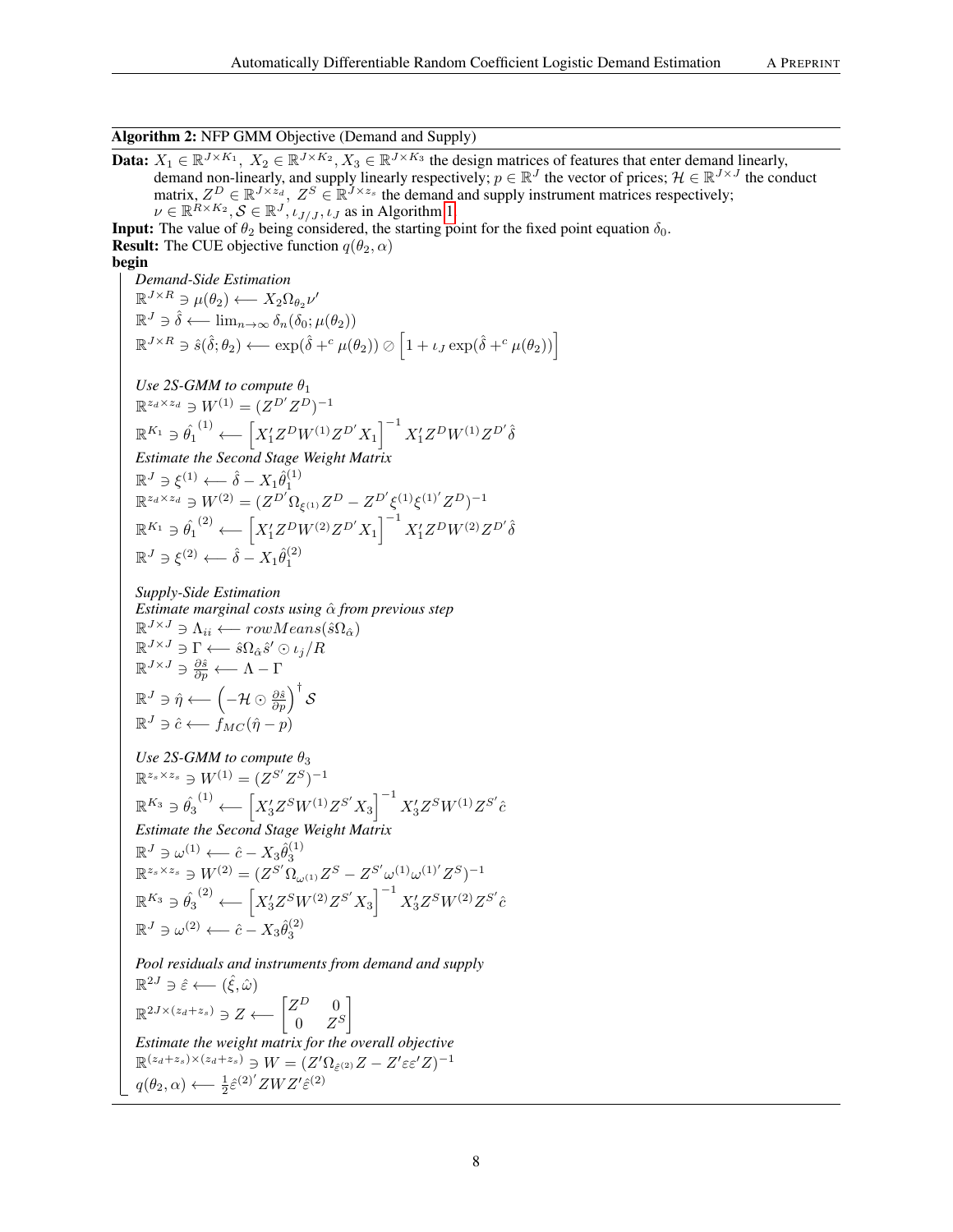**Algorithm 2:** NFP GMM Objective (Demand and Supply)

**Data:** $X_1 \in \mathbb{R}^{J\times K_1},\ X_2 \in \mathbb{R}^{J\times K_2}, X_3 \in \mathbb{R}^{J\times K_3}$ the design matrices of features that enter demand linearly, demand non-linearly, and supply linearly respectively; $p \in \mathbb{R}^J$ the vector of prices; $\mathcal{H} \in \mathbb{R}^{J\times J}$ the conduct matrix, $Z^D \in \mathbb{R}^{J\times z_d},\ Z^S \in \mathbb{R}^{J\times z_s}$ the demand and supply instrument matrices respectively; $\nu \in \mathbb{R}^{R\times K_2}, \mathcal{S} \in \mathbb{R}^J, \iota_{J/J}, \iota_J$ as in Algorithm 1

**Input:** The value of $\theta_2$ being considered, the starting point for the fixed point equation $\delta_0$.

**Result:** The CUE objective function $q(\theta_2, \alpha)$

**begin**

*Demand-Side Estimation*

$\mathbb{R}^{J\times R} \ni \mu(\theta_2) \longleftarrow X_2 \Omega_{\theta_2} \nu'$

$\mathbb{R}^J \ni \hat{\delta} \longleftarrow \lim_{n\to\infty} \delta_n(\delta_0; \mu(\theta_2))$

$\mathbb{R}^{J\times R} \ni \hat{s}(\hat{\delta};\theta_2) \longleftarrow \exp(\hat{\delta} +^c \mu(\theta_2)) \oslash \left[1 + \iota_J \exp(\hat{\delta} +^c \mu(\theta_2))\right]$

*Use 2S-GMM to compute $\theta_1$*

$\mathbb{R}^{z_d\times z_d} \ni W^{(1)} = (Z^{D'} Z^D)^{-1}$

$\mathbb{R}^{K_1} \ni \hat{\theta_1}^{(1)} \longleftarrow \left[X_1' Z^D W^{(1)} Z^{D'} X_1\right]^{-1} X_1' Z^D W^{(1)} Z^{D'} \hat{\delta}$

*Estimate the Second Stage Weight Matrix*

$\mathbb{R}^J \ni \xi^{(1)} \longleftarrow \hat{\delta} - X_1 \hat{\theta}_1^{(1)}$

$\mathbb{R}^{z_d\times z_d} \ni W^{(2)} = (Z^{D'} \Omega_{\xi^{(1)}} Z^D - Z^{D'} \xi^{(1)} \xi^{(1)'} Z^D)^{-1}$

$\mathbb{R}^{K_1} \ni \hat{\theta_1}^{(2)} \longleftarrow \left[X_1' Z^D W^{(2)} Z^{D'} X_1\right]^{-1} X_1' Z^D W^{(2)} Z^{D'} \hat{\delta}$

$\mathbb{R}^J \ni \xi^{(2)} \longleftarrow \hat{\delta} - X_1 \hat{\theta}_1^{(2)}$

*Supply-Side Estimation*

*Estimate marginal costs using $\hat{\alpha}$ from previous step*

$\mathbb{R}^{J\times J} \ni \Lambda_{ii} \longleftarrow rowMeans(\hat{s}\Omega_{\hat{\alpha}})$

$\mathbb{R}^{J\times J} \ni \Gamma \longleftarrow \hat{s}\Omega_{\hat{\alpha}} \hat{s}' \odot \iota_j / R$

$\mathbb{R}^{J\times J} \ni \frac{\partial \hat{s}}{\partial p} \longleftarrow \Lambda - \Gamma$

$\mathbb{R}^J \ni \hat{\eta} \longleftarrow \left(-\mathcal{H} \odot \frac{\partial \hat{s}}{\partial p}\right)^{\dagger} \mathcal{S}$

$\mathbb{R}^J \ni \hat{c} \longleftarrow f_{MC}(\hat{\eta} - p)$

*Use 2S-GMM to compute $\theta_3$*

$\mathbb{R}^{z_s\times z_s} \ni W^{(1)} = (Z^{S'} Z^S)^{-1}$

$\mathbb{R}^{K_3} \ni \hat{\theta_3}^{(1)} \longleftarrow \left[X_3' Z^S W^{(1)} Z^{S'} X_3\right]^{-1} X_3' Z^S W^{(1)} Z^{S'} \hat{c}$

*Estimate the Second Stage Weight Matrix*

$\mathbb{R}^J \ni \omega^{(1)} \longleftarrow \hat{c} - X_3 \hat{\theta}_3^{(1)}$

$\mathbb{R}^{z_s\times z_s} \ni W^{(2)} = (Z^{S'} \Omega_{\omega^{(1)}} Z^S - Z^{S'} \omega^{(1)} \omega^{(1)'} Z^S)^{-1}$

$\mathbb{R}^{K_3} \ni \hat{\theta_3}^{(2)} \longleftarrow \left[X_3' Z^S W^{(2)} Z^{S'} X_3\right]^{-1} X_3' Z^S W^{(2)} Z^{S'} \hat{c}$

$\mathbb{R}^J \ni \omega^{(2)} \longleftarrow \hat{c} - X_3 \hat{\theta}_3^{(2)}$

*Pool residuals and instruments from demand and supply*

$\mathbb{R}^{2J} \ni \hat{\varepsilon} \longleftarrow (\hat{\xi}, \hat{\omega})$

$\mathbb{R}^{2J\times(z_d+z_s)} \ni Z \longleftarrow \begin{bmatrix} Z^D & 0 \\ 0 & Z^S \end{bmatrix}$

*Estimate the weight matrix for the overall objective*

$\mathbb{R}^{(z_d+z_s)\times(z_d+z_s)} \ni W = (Z' \Omega_{\hat{\varepsilon}^{(2)}} Z - Z' \varepsilon \varepsilon' Z)^{-1}$

$q(\theta_2, \alpha) \longleftarrow \frac{1}{2} \hat{\varepsilon}^{(2)'} Z W Z' \hat{\varepsilon}^{(2)}$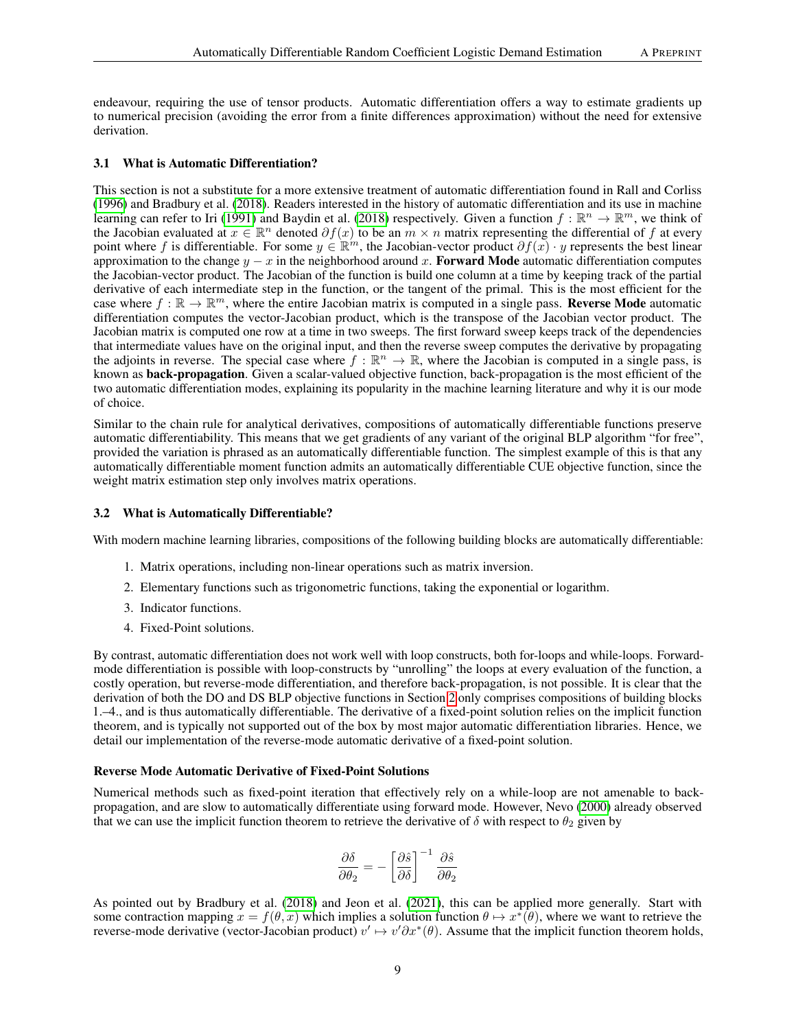endeavour, requiring the use of tensor products. Automatic differentiation offers a way to estimate gradients up to numerical precision (avoiding the error from a finite differences approximation) without the need for extensive derivation.

### 3.1 What is Automatic Differentiation?

This section is not a substitute for a more extensive treatment of automatic differentiation found in Rall and Corliss (1996) and Bradbury et al. (2018). Readers interested in the history of automatic differentiation and its use in machine learning can refer to Iri (1991) and Baydin et al. (2018) respectively. Given a function $f : \mathbb{R}^n \to \mathbb{R}^m$, we think of the Jacobian evaluated at $x \in \mathbb{R}^n$ denoted $\partial f(x)$ to be an $m \times n$ matrix representing the differential of $f$ at every point where $f$ is differentiable. For some $y \in \mathbb{R}^m$, the Jacobian-vector product $\partial f(x) \cdot y$ represents the best linear approximation to the change $y - x$ in the neighborhood around $x$. **Forward Mode** automatic differentiation computes the Jacobian-vector product. The Jacobian of the function is build one column at a time by keeping track of the partial derivative of each intermediate step in the function, or the tangent of the primal. This is the most efficient for the case where $f : \mathbb{R} \to \mathbb{R}^m$, where the entire Jacobian matrix is computed in a single pass. **Reverse Mode** automatic differentiation computes the vector-Jacobian product, which is the transpose of the Jacobian vector product. The Jacobian matrix is computed one row at a time in two sweeps. The first forward sweep keeps track of the dependencies that intermediate values have on the original input, and then the reverse sweep computes the derivative by propagating the adjoints in reverse. The special case where $f : \mathbb{R}^n \to \mathbb{R}$, where the Jacobian is computed in a single pass, is known as **back-propagation**. Given a scalar-valued objective function, back-propagation is the most efficient of the two automatic differentiation modes, explaining its popularity in the machine learning literature and why it is our mode of choice.

Similar to the chain rule for analytical derivatives, compositions of automatically differentiable functions preserve automatic differentiability. This means that we get gradients of any variant of the original BLP algorithm "for free", provided the variation is phrased as an automatically differentiable function. The simplest example of this is that any automatically differentiable moment function admits an automatically differentiable CUE objective function, since the weight matrix estimation step only involves matrix operations.

### 3.2 What is Automatically Differentiable?

With modern machine learning libraries, compositions of the following building blocks are automatically differentiable:

1. Matrix operations, including non-linear operations such as matrix inversion.
2. Elementary functions such as trigonometric functions, taking the exponential or logarithm.
3. Indicator functions.
4. Fixed-Point solutions.

By contrast, automatic differentiation does not work well with loop constructs, both for-loops and while-loops. Forward-mode differentiation is possible with loop-constructs by "unrolling" the loops at every evaluation of the function, a costly operation, but reverse-mode differentiation, and therefore back-propagation, is not possible. It is clear that the derivation of both the DO and DS BLP objective functions in Section 2 only comprises compositions of building blocks 1.–4., and is thus automatically differentiable. The derivative of a fixed-point solution relies on the implicit function theorem, and is typically not supported out of the box by most major automatic differentiation libraries. Hence, we detail our implementation of the reverse-mode automatic derivative of a fixed-point solution.

#### Reverse Mode Automatic Derivative of Fixed-Point Solutions

Numerical methods such as fixed-point iteration that effectively rely on a while-loop are not amenable to back-propagation, and are slow to automatically differentiate using forward mode. However, Nevo (2000) already observed that we can use the implicit function theorem to retrieve the derivative of $\delta$ with respect to $\theta_2$ given by

$$\frac{\partial \delta}{\partial \theta_2} = -\left[\frac{\partial \hat{s}}{\partial \delta}\right]^{-1} \frac{\partial \hat{s}}{\partial \theta_2}$$

As pointed out by Bradbury et al. (2018) and Jeon et al. (2021), this can be applied more generally. Start with some contraction mapping $x = f(\theta, x)$ which implies a solution function $\theta \mapsto x^*(\theta)$, where we want to retrieve the reverse-mode derivative (vector-Jacobian product) $v' \mapsto v' \partial x^*(\theta)$. Assume that the implicit function theorem holds,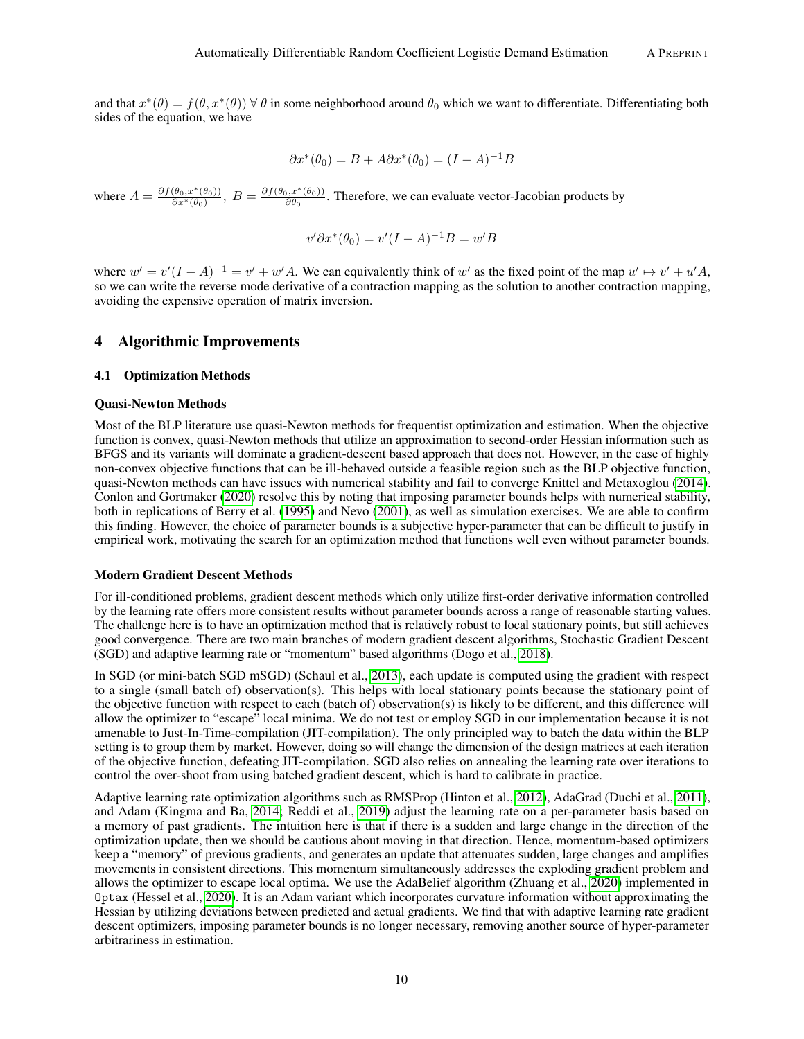and that $x^*(\theta) = f(\theta, x^*(\theta)) \; \forall \; \theta$ in some neighborhood around $\theta_0$ which we want to differentiate. Differentiating both sides of the equation, we have

$$\partial x^*(\theta_0) = B + A\partial x^*(\theta_0) = (I - A)^{-1}B$$

where $A = \frac{\partial f(\theta_0, x^*(\theta_0))}{\partial x^*(\theta_0)}, \; B = \frac{\partial f(\theta_0, x^*(\theta_0))}{\partial \theta_0}$. Therefore, we can evaluate vector-Jacobian products by

$$v'\partial x^*(\theta_0) = v'(I - A)^{-1}B = w'B$$

where $w' = v'(I - A)^{-1} = v' + w'A$. We can equivalently think of $w'$ as the fixed point of the map $u' \mapsto v' + u'A$, so we can write the reverse mode derivative of a contraction mapping as the solution to another contraction mapping, avoiding the expensive operation of matrix inversion.

## 4 Algorithmic Improvements

### 4.1 Optimization Methods

**Quasi-Newton Methods**

Most of the BLP literature use quasi-Newton methods for frequentist optimization and estimation. When the objective function is convex, quasi-Newton methods that utilize an approximation to second-order Hessian information such as BFGS and its variants will dominate a gradient-descent based approach that does not. However, in the case of highly non-convex objective functions that can be ill-behaved outside a feasible region such as the BLP objective function, quasi-Newton methods can have issues with numerical stability and fail to converge Knittel and Metaxoglou (2014). Conlon and Gortmaker (2020) resolve this by noting that imposing parameter bounds helps with numerical stability, both in replications of Berry et al. (1995) and Nevo (2001), as well as simulation exercises. We are able to confirm this finding. However, the choice of parameter bounds is a subjective hyper-parameter that can be difficult to justify in empirical work, motivating the search for an optimization method that functions well even without parameter bounds.

**Modern Gradient Descent Methods**

For ill-conditioned problems, gradient descent methods which only utilize first-order derivative information controlled by the learning rate offers more consistent results without parameter bounds across a range of reasonable starting values. The challenge here is to have an optimization method that is relatively robust to local stationary points, but still achieves good convergence. There are two main branches of modern gradient descent algorithms, Stochastic Gradient Descent (SGD) and adaptive learning rate or "momentum" based algorithms (Dogo et al., 2018).

In SGD (or mini-batch SGD mSGD) (Schaul et al., 2013), each update is computed using the gradient with respect to a single (small batch of) observation(s). This helps with local stationary points because the stationary point of the objective function with respect to each (batch of) observation(s) is likely to be different, and this difference will allow the optimizer to "escape" local minima. We do not test or employ SGD in our implementation because it is not amenable to Just-In-Time-compilation (JIT-compilation). The only principled way to batch the data within the BLP setting is to group them by market. However, doing so will change the dimension of the design matrices at each iteration of the objective function, defeating JIT-compilation. SGD also relies on annealing the learning rate over iterations to control the over-shoot from using batched gradient descent, which is hard to calibrate in practice.

Adaptive learning rate optimization algorithms such as RMSProp (Hinton et al., 2012), AdaGrad (Duchi et al., 2011), and Adam (Kingma and Ba, 2014; Reddi et al., 2019) adjust the learning rate on a per-parameter basis based on a memory of past gradients. The intuition here is that if there is a sudden and large change in the direction of the optimization update, then we should be cautious about moving in that direction. Hence, momentum-based optimizers keep a "memory" of previous gradients, and generates an update that attenuates sudden, large changes and amplifies movements in consistent directions. This momentum simultaneously addresses the exploding gradient problem and allows the optimizer to escape local optima. We use the AdaBelief algorithm (Zhuang et al., 2020) implemented in `Optax` (Hessel et al., 2020). It is an Adam variant which incorporates curvature information without approximating the Hessian by utilizing deviations between predicted and actual gradients. We find that with adaptive learning rate gradient descent optimizers, imposing parameter bounds is no longer necessary, removing another source of hyper-parameter arbitrariness in estimation.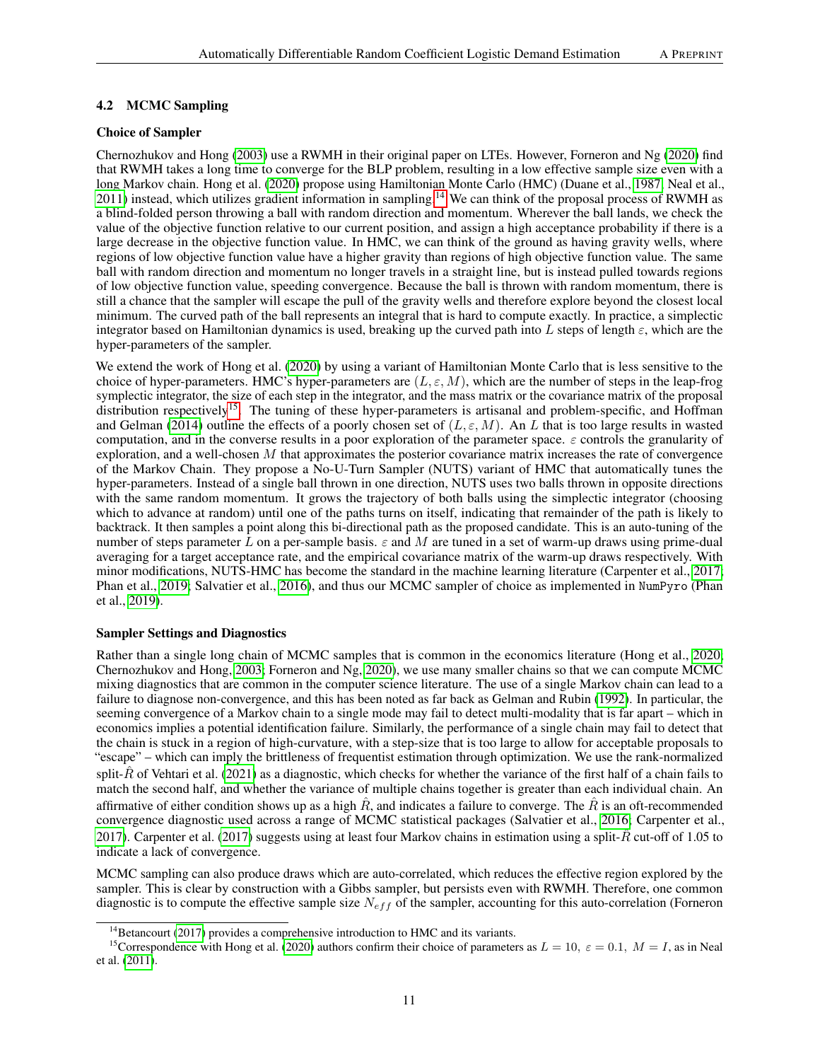### 4.2 MCMC Sampling

**Choice of Sampler**

Chernozhukov and Hong (2003) use a RWMH in their original paper on LTEs. However, Forneron and Ng (2020) find that RWMH takes a long time to converge for the BLP problem, resulting in a low effective sample size even with a long Markov chain. Hong et al. (2020) propose using Hamiltonian Monte Carlo (HMC) (Duane et al., 1987; Neal et al., 2011) instead, which utilizes gradient information in sampling.[14] We can think of the proposal process of RWMH as a blind-folded person throwing a ball with random direction and momentum. Wherever the ball lands, we check the value of the objective function relative to our current position, and assign a high acceptance probability if there is a large decrease in the objective function value. In HMC, we can think of the ground as having gravity wells, where regions of low objective function value have a higher gravity than regions of high objective function value. The same ball with random direction and momentum no longer travels in a straight line, but is instead pulled towards regions of low objective function value, speeding convergence. Because the ball is thrown with random momentum, there is still a chance that the sampler will escape the pull of the gravity wells and therefore explore beyond the closest local minimum. The curved path of the ball represents an integral that is hard to compute exactly. In practice, a simplectic integrator based on Hamiltonian dynamics is used, breaking up the curved path into $L$ steps of length $\varepsilon$, which are the hyper-parameters of the sampler.

We extend the work of Hong et al. (2020) by using a variant of Hamiltonian Monte Carlo that is less sensitive to the choice of hyper-parameters. HMC's hyper-parameters are $(L, \varepsilon, M)$, which are the number of steps in the leap-frog symplectic integrator, the size of each step in the integrator, and the mass matrix or the covariance matrix of the proposal distribution respectively[15]. The tuning of these hyper-parameters is artisanal and problem-specific, and Hoffman and Gelman (2014) outline the effects of a poorly chosen set of $(L, \varepsilon, M)$. An $L$ that is too large results in wasted computation, and in the converse results in a poor exploration of the parameter space. $\varepsilon$ controls the granularity of exploration, and a well-chosen $M$ that approximates the posterior covariance matrix increases the rate of convergence of the Markov Chain. They propose a No-U-Turn Sampler (NUTS) variant of HMC that automatically tunes the hyper-parameters. Instead of a single ball thrown in one direction, NUTS uses two balls thrown in opposite directions with the same random momentum. It grows the trajectory of both balls using the simplectic integrator (choosing which to advance at random) until one of the paths turns on itself, indicating that remainder of the path is likely to backtrack. It then samples a point along this bi-directional path as the proposed candidate. This is an auto-tuning of the number of steps parameter $L$ on a per-sample basis. $\varepsilon$ and $M$ are tuned in a set of warm-up draws using prime-dual averaging for a target acceptance rate, and the empirical covariance matrix of the warm-up draws respectively. With minor modifications, NUTS-HMC has become the standard in the machine learning literature (Carpenter et al., 2017; Phan et al., 2019; Salvatier et al., 2016), and thus our MCMC sampler of choice as implemented in NumPyro (Phan et al., 2019).

**Sampler Settings and Diagnostics**

Rather than a single long chain of MCMC samples that is common in the economics literature (Hong et al., 2020; Chernozhukov and Hong, 2003; Forneron and Ng, 2020), we use many smaller chains so that we can compute MCMC mixing diagnostics that are common in the computer science literature. The use of a single Markov chain can lead to a failure to diagnose non-convergence, and this has been noted as far back as Gelman and Rubin (1992). In particular, the seeming convergence of a Markov chain to a single mode may fail to detect multi-modality that is far apart – which in economics implies a potential identification failure. Similarly, the performance of a single chain may fail to detect that the chain is stuck in a region of high-curvature, with a step-size that is too large to allow for acceptable proposals to "escape" – which can imply the brittleness of frequentist estimation through optimization. We use the rank-normalized split-$\hat{R}$ of Vehtari et al. (2021) as a diagnostic, which checks for whether the variance of the first half of a chain fails to match the second half, and whether the variance of multiple chains together is greater than each individual chain. An affirmative of either condition shows up as a high $\hat{R}$, and indicates a failure to converge. The $\hat{R}$ is an oft-recommended convergence diagnostic used across a range of MCMC statistical packages (Salvatier et al., 2016; Carpenter et al., 2017). Carpenter et al. (2017) suggests using at least four Markov chains in estimation using a split-$\hat{R}$ cut-off of 1.05 to indicate a lack of convergence.

MCMC sampling can also produce draws which are auto-correlated, which reduces the effective region explored by the sampler. This is clear by construction with a Gibbs sampler, but persists even with RWMH. Therefore, one common diagnostic is to compute the effective sample size $N_{eff}$ of the sampler, accounting for this auto-correlation (Forneron

[14] Betancourt (2017) provides a comprehensive introduction to HMC and its variants.

[15] Correspondence with Hong et al. (2020) authors confirm their choice of parameters as $L = 10,\ \varepsilon = 0.1,\ M = I$, as in Neal et al. (2011).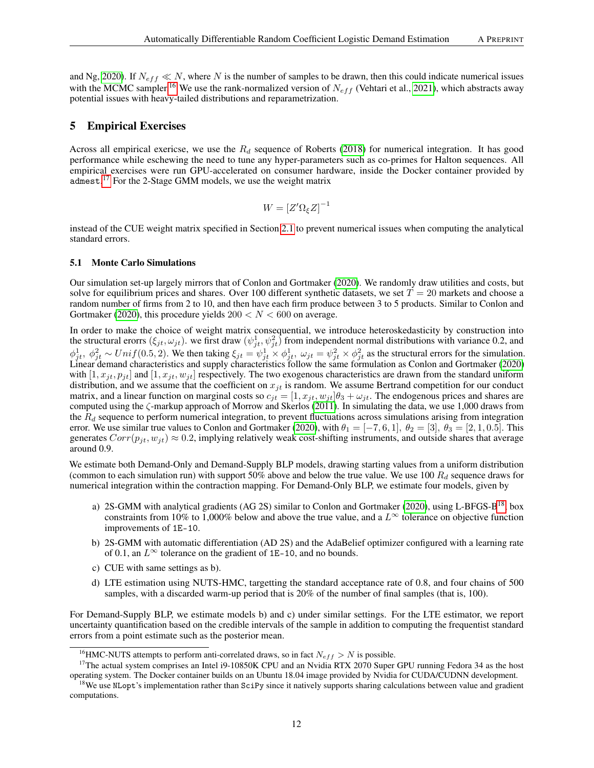and Ng, 2020). If $N_{eff} \ll N$, where $N$ is the number of samples to be drawn, then this could indicate numerical issues with the MCMC sampler.[16] We use the rank-normalized version of $N_{eff}$ (Vehtari et al., 2021), which abstracts away potential issues with heavy-tailed distributions and reparametrization.

# 5 Empirical Exercises

Across all empirical exericse, we use the $R_d$ sequence of Roberts (2018) for numerical integration. It has good performance while eschewing the need to tune any hyper-parameters such as co-primes for Halton sequences. All empirical exercises were run GPU-accelerated on consumer hardware, inside the Docker container provided by `admest`.[17] For the 2-Stage GMM models, we use the weight matrix

$$W = [Z'\Omega_\xi Z]^{-1}$$

instead of the CUE weight matrix specified in Section 2.1 to prevent numerical issues when computing the analytical standard errors.

## 5.1 Monte Carlo Simulations

Our simulation set-up largely mirrors that of Conlon and Gortmaker (2020). We randomly draw utilities and costs, but solve for equilibrium prices and shares. Over 100 different synthetic datasets, we set $T = 20$ markets and choose a random number of firms from 2 to 10, and then have each firm produce between 3 to 5 products. Similar to Conlon and Gortmaker (2020), this procedure yields $200 < N < 600$ on average.

In order to make the choice of weight matrix consequential, we introduce heteroskedasticity by construction into the structural errors $(\xi_{jt}, \omega_{jt})$. we first draw $(\psi^1_{jt}, \psi^2_{jt})$ from independent normal distributions with variance 0.2, and $\phi^1_{jt},\ \phi^2_{jt} \sim Unif(0.5, 2)$. We then taking $\xi_{jt} = \psi^1_{jt} \times \phi^1_{jt},\ \omega_{jt} = \psi^2_{jt} \times \phi^2_{jt}$ as the structural errors for the simulation. Linear demand characteristics and supply characteristics follow the same formulation as Conlon and Gortmaker (2020) with $[1, x_{jt}, p_{jt}]$ and $[1, x_{jt}, w_{jt}]$ respectively. The two exogenous characteristics are drawn from the standard uniform distribution, and we assume that the coefficient on $x_{jt}$ is random. We assume Bertrand competition for our conduct matrix, and a linear function on marginal costs so $c_{jt} = [1, x_{jt}, w_{jt}]\theta_3 + \omega_{jt}$. The endogenous prices and shares are computed using the $\zeta$-markup approach of Morrow and Skerlos (2011). In simulating the data, we use 1,000 draws from the $R_d$ sequence to perform numerical integration, to prevent fluctuations across simulations arising from integration error. We use similar true values to Conlon and Gortmaker (2020), with $\theta_1 = [-7, 6, 1]$, $\theta_2 = [3]$, $\theta_3 = [2, 1, 0.5]$. This generates $Corr(p_{jt}, w_{jt}) \approx 0.2$, implying relatively weak cost-shifting instruments, and outside shares that average around 0.9.

We estimate both Demand-Only and Demand-Supply BLP models, drawing starting values from a uniform distribution (common to each simulation run) with support 50% above and below the true value. We use 100 $R_d$ sequence draws for numerical integration within the contraction mapping. For Demand-Only BLP, we estimate four models, given by

a) 2S-GMM with analytical gradients (AG 2S) similar to Conlon and Gortmaker (2020), using L-BFGS-B[18] box constraints from 10% to 1,000% below and above the true value, and a $L^\infty$ tolerance on objective function improvements of `1E-10`.

b) 2S-GMM with automatic differentiation (AD 2S) and the AdaBelief optimizer configured with a learning rate of 0.1, an $L^\infty$ tolerance on the gradient of `1E-10`, and no bounds.

c) CUE with same settings as b).

d) LTE estimation using NUTS-HMC, targetting the standard acceptance rate of 0.8, and four chains of 500 samples, with a discarded warm-up period that is 20% of the number of final samples (that is, 100).

For Demand-Supply BLP, we estimate models b) and c) under similar settings. For the LTE estimator, we report uncertainty quantification based on the credible intervals of the sample in addition to computing the frequentist standard errors from a point estimate such as the posterior mean.

[16] HMC-NUTS attempts to perform anti-correlated draws, so in fact $N_{eff} > N$ is possible.

[17] The actual system comprises an Intel i9-10850K CPU and an Nvidia RTX 2070 Super GPU running Fedora 34 as the host operating system. The Docker container builds on an Ubuntu 18.04 image provided by Nvidia for CUDA/CUDNN development.

[18] We use `NLopt`'s implementation rather than `SciPy` since it natively supports sharing calculations between value and gradient computations.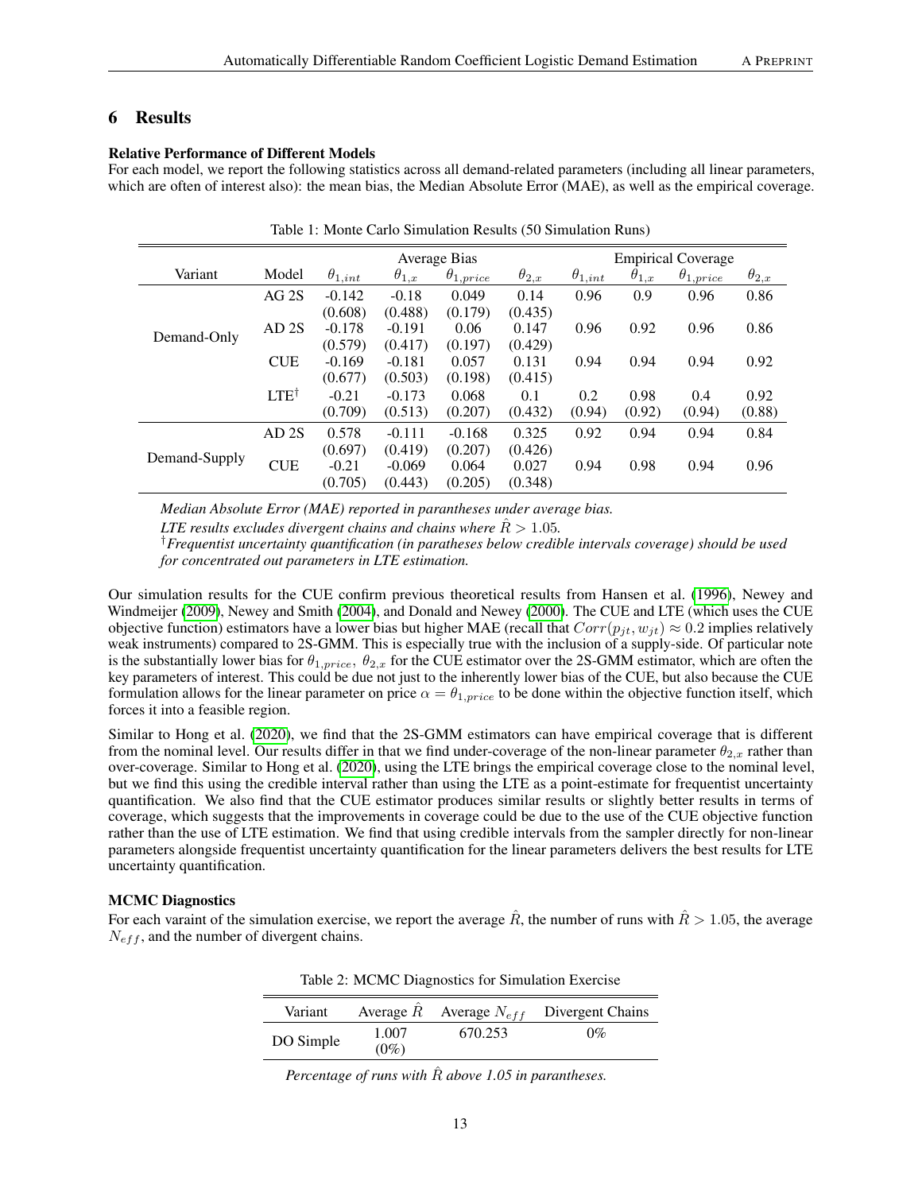## 6 Results

**Relative Performance of Different Models**

For each model, we report the following statistics across all demand-related parameters (including all linear parameters, which are often of interest also): the mean bias, the Median Absolute Error (MAE), as well as the empirical coverage.

Table 1: Monte Carlo Simulation Results (50 Simulation Runs)

| Variant | Model | Average Bias | | | | Empirical Coverage | | | |
|---|---|---|---|---|---|---|---|---|---|
| | | $\theta_{1,int}$ | $\theta_{1,x}$ | $\theta_{1,price}$ | $\theta_{2,x}$ | $\theta_{1,int}$ | $\theta_{1,x}$ | $\theta_{1,price}$ | $\theta_{2,x}$ |
| Demand-Only | AG 2S | -0.142 (0.608) | -0.18 (0.488) | 0.049 (0.179) | 0.14 (0.435) | 0.96 | 0.9 | 0.96 | 0.86 |
| | AD 2S | -0.178 (0.579) | -0.191 (0.417) | 0.06 (0.197) | 0.147 (0.429) | 0.96 | 0.92 | 0.96 | 0.86 |
| | CUE | -0.169 (0.677) | -0.181 (0.503) | 0.057 (0.198) | 0.131 (0.415) | 0.94 | 0.94 | 0.94 | 0.92 |
| | LTE[†] | -0.21 (0.709) | -0.173 (0.513) | 0.068 (0.207) | 0.1 (0.432) | 0.2 (0.94) | 0.98 (0.92) | 0.4 (0.94) | 0.92 (0.88) |
| Demand-Supply | AD 2S | 0.578 (0.697) | -0.111 (0.419) | -0.168 (0.207) | 0.325 (0.426) | 0.92 | 0.94 | 0.94 | 0.84 |
| | CUE | -0.21 (0.705) | -0.069 (0.443) | 0.064 (0.205) | 0.027 (0.348) | 0.94 | 0.98 | 0.94 | 0.96 |

*Median Absolute Error (MAE) reported in parantheses under average bias.*
*LTE results excludes divergent chains and chains where $\hat{R} > 1.05$.*
[†]*Frequentist uncertainty quantification (in paratheses below credible intervals coverage) should be used for concentrated out parameters in LTE estimation.*

Our simulation results for the CUE confirm previous theoretical results from Hansen et al. (1996), Newey and Windmeijer (2009), Newey and Smith (2004), and Donald and Newey (2000). The CUE and LTE (which uses the CUE objective function) estimators have a lower bias but higher MAE (recall that $Corr(p_{jt}, w_{jt}) \approx 0.2$ implies relatively weak instruments) compared to 2S-GMM. This is especially true with the inclusion of a supply-side. Of particular note is the substantially lower bias for $\theta_{1,price}$, $\theta_{2,x}$ for the CUE estimator over the 2S-GMM estimator, which are often the key parameters of interest. This could be due not just to the inherently lower bias of the CUE, but also because the CUE formulation allows for the linear parameter on price $\alpha = \theta_{1,price}$ to be done within the objective function itself, which forces it into a feasible region.

Similar to Hong et al. (2020), we find that the 2S-GMM estimators can have empirical coverage that is different from the nominal level. Our results differ in that we find under-coverage of the non-linear parameter $\theta_{2,x}$ rather than over-coverage. Similar to Hong et al. (2020), using the LTE brings the empirical coverage close to the nominal level, but we find this using the credible interval rather than using the LTE as a point-estimate for frequentist uncertainty quantification. We also find that the CUE estimator produces similar results or slightly better results in terms of coverage, which suggests that the improvements in coverage could be due to the use of the CUE objective function rather than the use of LTE estimation. We find that using credible intervals from the sampler directly for non-linear parameters alongside frequentist uncertainty quantification for the linear parameters delivers the best results for LTE uncertainty quantification.

**MCMC Diagnostics**

For each varaint of the simulation exercise, we report the average $\hat{R}$, the number of runs with $\hat{R} > 1.05$, the average $N_{eff}$, and the number of divergent chains.

Table 2: MCMC Diagnostics for Simulation Exercise

| Variant | Average $\hat{R}$ | Average $N_{eff}$ | Divergent Chains |
|---|---|---|---|
| DO Simple | 1.007 (0%) | 670.253 | 0% |

*Percentage of runs with $\hat{R}$ above 1.05 in parantheses.*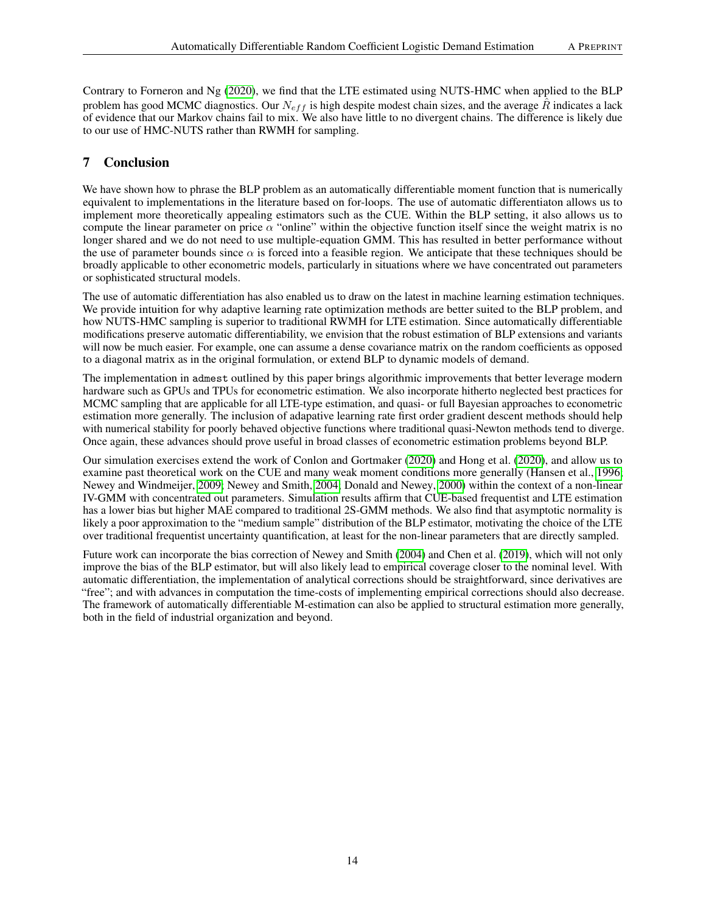Contrary to Forneron and Ng (2020), we find that the LTE estimated using NUTS-HMC when applied to the BLP problem has good MCMC diagnostics. Our $N_{eff}$ is high despite modest chain sizes, and the average $\hat{R}$ indicates a lack of evidence that our Markov chains fail to mix. We also have little to no divergent chains. The difference is likely due to our use of HMC-NUTS rather than RWMH for sampling.

## 7 Conclusion

We have shown how to phrase the BLP problem as an automatically differentiable moment function that is numerically equivalent to implementations in the literature based on for-loops. The use of automatic differentiaton allows us to implement more theoretically appealing estimators such as the CUE. Within the BLP setting, it also allows us to compute the linear parameter on price $\alpha$ "online" within the objective function itself since the weight matrix is no longer shared and we do not need to use multiple-equation GMM. This has resulted in better performance without the use of parameter bounds since $\alpha$ is forced into a feasible region. We anticipate that these techniques should be broadly applicable to other econometric models, particularly in situations where we have concentrated out parameters or sophisticated structural models.

The use of automatic differentiation has also enabled us to draw on the latest in machine learning estimation techniques. We provide intuition for why adaptive learning rate optimization methods are better suited to the BLP problem, and how NUTS-HMC sampling is superior to traditional RWMH for LTE estimation. Since automatically differentiable modifications preserve automatic differentiability, we envision that the robust estimation of BLP extensions and variants will now be much easier. For example, one can assume a dense covariance matrix on the random coefficients as opposed to a diagonal matrix as in the original formulation, or extend BLP to dynamic models of demand.

The implementation in `admest` outlined by this paper brings algorithmic improvements that better leverage modern hardware such as GPUs and TPUs for econometric estimation. We also incorporate hitherto neglected best practices for MCMC sampling that are applicable for all LTE-type estimation, and quasi- or full Bayesian approaches to econometric estimation more generally. The inclusion of adapative learning rate first order gradient descent methods should help with numerical stability for poorly behaved objective functions where traditional quasi-Newton methods tend to diverge. Once again, these advances should prove useful in broad classes of econometric estimation problems beyond BLP.

Our simulation exercises extend the work of Conlon and Gortmaker (2020) and Hong et al. (2020), and allow us to examine past theoretical work on the CUE and many weak moment conditions more generally (Hansen et al., 1996; Newey and Windmeijer, 2009; Newey and Smith, 2004; Donald and Newey, 2000) within the context of a non-linear IV-GMM with concentrated out parameters. Simulation results affirm that CUE-based frequentist and LTE estimation has a lower bias but higher MAE compared to traditional 2S-GMM methods. We also find that asymptotic normality is likely a poor approximation to the "medium sample" distribution of the BLP estimator, motivating the choice of the LTE over traditional frequentist uncertainty quantification, at least for the non-linear parameters that are directly sampled.

Future work can incorporate the bias correction of Newey and Smith (2004) and Chen et al. (2019), which will not only improve the bias of the BLP estimator, but will also likely lead to empirical coverage closer to the nominal level. With automatic differentiation, the implementation of analytical corrections should be straightforward, since derivatives are "free"; and with advances in computation the time-costs of implementing empirical corrections should also decrease. The framework of automatically differentiable M-estimation can also be applied to structural estimation more generally, both in the field of industrial organization and beyond.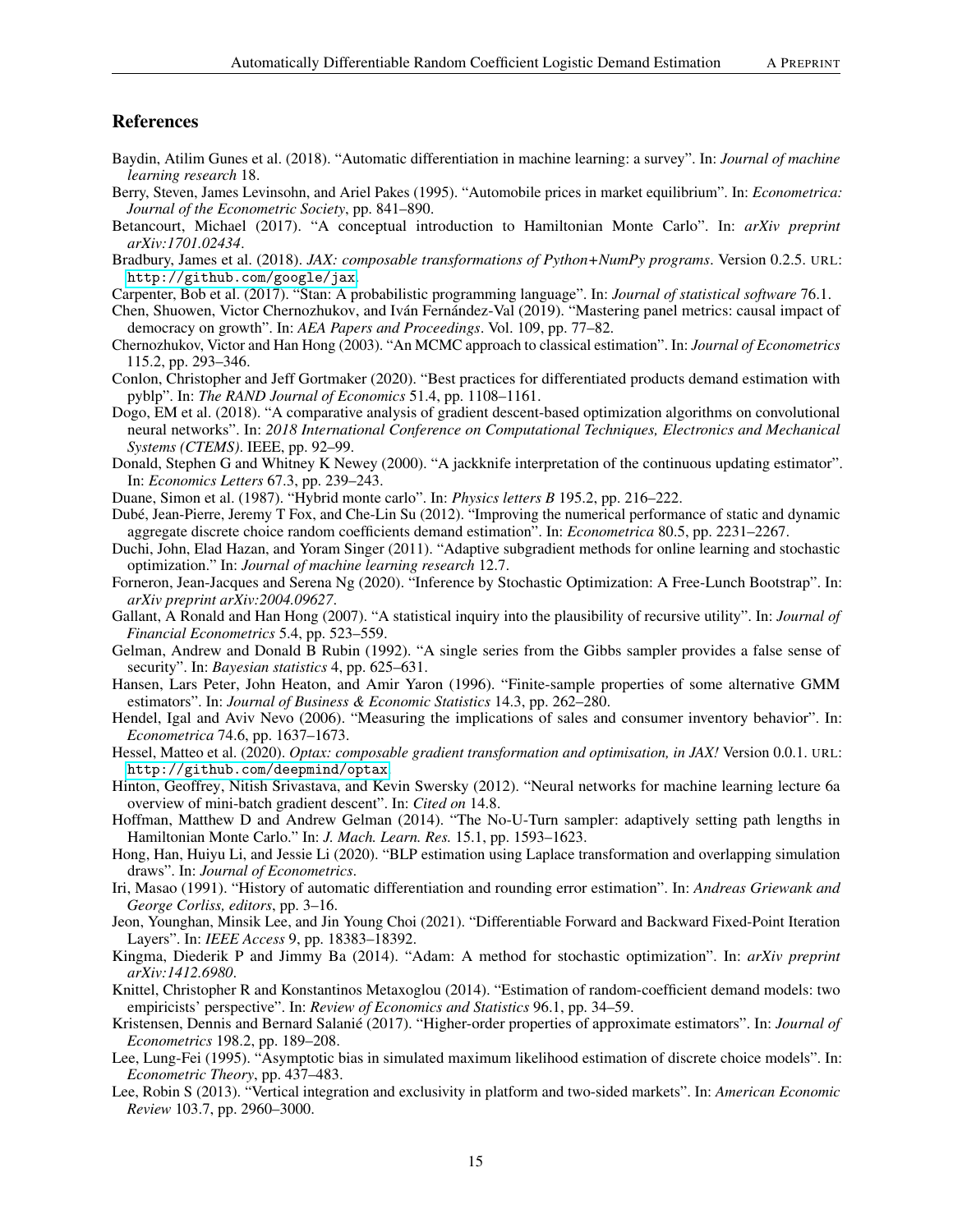## References

Baydin, Atilim Gunes et al. (2018). "Automatic differentiation in machine learning: a survey". In: *Journal of machine learning research* 18.

Berry, Steven, James Levinsohn, and Ariel Pakes (1995). "Automobile prices in market equilibrium". In: *Econometrica: Journal of the Econometric Society*, pp. 841–890.

Betancourt, Michael (2017). "A conceptual introduction to Hamiltonian Monte Carlo". In: *arXiv preprint arXiv:1701.02434*.

Bradbury, James et al. (2018). *JAX: composable transformations of Python+NumPy programs*. Version 0.2.5. URL: http://github.com/google/jax.

Carpenter, Bob et al. (2017). "Stan: A probabilistic programming language". In: *Journal of statistical software* 76.1.

Chen, Shuowen, Victor Chernozhukov, and Iván Fernández-Val (2019). "Mastering panel metrics: causal impact of democracy on growth". In: *AEA Papers and Proceedings*. Vol. 109, pp. 77–82.

Chernozhukov, Victor and Han Hong (2003). "An MCMC approach to classical estimation". In: *Journal of Econometrics* 115.2, pp. 293–346.

Conlon, Christopher and Jeff Gortmaker (2020). "Best practices for differentiated products demand estimation with pyblp". In: *The RAND Journal of Economics* 51.4, pp. 1108–1161.

Dogo, EM et al. (2018). "A comparative analysis of gradient descent-based optimization algorithms on convolutional neural networks". In: *2018 International Conference on Computational Techniques, Electronics and Mechanical Systems (CTEMS)*. IEEE, pp. 92–99.

Donald, Stephen G and Whitney K Newey (2000). "A jackknife interpretation of the continuous updating estimator". In: *Economics Letters* 67.3, pp. 239–243.

Duane, Simon et al. (1987). "Hybrid monte carlo". In: *Physics letters B* 195.2, pp. 216–222.

Dubé, Jean-Pierre, Jeremy T Fox, and Che-Lin Su (2012). "Improving the numerical performance of static and dynamic aggregate discrete choice random coefficients demand estimation". In: *Econometrica* 80.5, pp. 2231–2267.

Duchi, John, Elad Hazan, and Yoram Singer (2011). "Adaptive subgradient methods for online learning and stochastic optimization." In: *Journal of machine learning research* 12.7.

Forneron, Jean-Jacques and Serena Ng (2020). "Inference by Stochastic Optimization: A Free-Lunch Bootstrap". In: *arXiv preprint arXiv:2004.09627*.

Gallant, A Ronald and Han Hong (2007). "A statistical inquiry into the plausibility of recursive utility". In: *Journal of Financial Econometrics* 5.4, pp. 523–559.

Gelman, Andrew and Donald B Rubin (1992). "A single series from the Gibbs sampler provides a false sense of security". In: *Bayesian statistics* 4, pp. 625–631.

Hansen, Lars Peter, John Heaton, and Amir Yaron (1996). "Finite-sample properties of some alternative GMM estimators". In: *Journal of Business & Economic Statistics* 14.3, pp. 262–280.

Hendel, Igal and Aviv Nevo (2006). "Measuring the implications of sales and consumer inventory behavior". In: *Econometrica* 74.6, pp. 1637–1673.

Hessel, Matteo et al. (2020). *Optax: composable gradient transformation and optimisation, in JAX!* Version 0.0.1. URL: http://github.com/deepmind/optax.

Hinton, Geoffrey, Nitish Srivastava, and Kevin Swersky (2012). "Neural networks for machine learning lecture 6a overview of mini-batch gradient descent". In: *Cited on* 14.8.

Hoffman, Matthew D and Andrew Gelman (2014). "The No-U-Turn sampler: adaptively setting path lengths in Hamiltonian Monte Carlo." In: *J. Mach. Learn. Res.* 15.1, pp. 1593–1623.

Hong, Han, Huiyu Li, and Jessie Li (2020). "BLP estimation using Laplace transformation and overlapping simulation draws". In: *Journal of Econometrics*.

Iri, Masao (1991). "History of automatic differentiation and rounding error estimation". In: *Andreas Griewank and George Corliss, editors*, pp. 3–16.

Jeon, Younghan, Minsik Lee, and Jin Young Choi (2021). "Differentiable Forward and Backward Fixed-Point Iteration Layers". In: *IEEE Access* 9, pp. 18383–18392.

Kingma, Diederik P and Jimmy Ba (2014). "Adam: A method for stochastic optimization". In: *arXiv preprint arXiv:1412.6980*.

Knittel, Christopher R and Konstantinos Metaxoglou (2014). "Estimation of random-coefficient demand models: two empiricists' perspective". In: *Review of Economics and Statistics* 96.1, pp. 34–59.

Kristensen, Dennis and Bernard Salanié (2017). "Higher-order properties of approximate estimators". In: *Journal of Econometrics* 198.2, pp. 189–208.

Lee, Lung-Fei (1995). "Asymptotic bias in simulated maximum likelihood estimation of discrete choice models". In: *Econometric Theory*, pp. 437–483.

Lee, Robin S (2013). "Vertical integration and exclusivity in platform and two-sided markets". In: *American Economic Review* 103.7, pp. 2960–3000.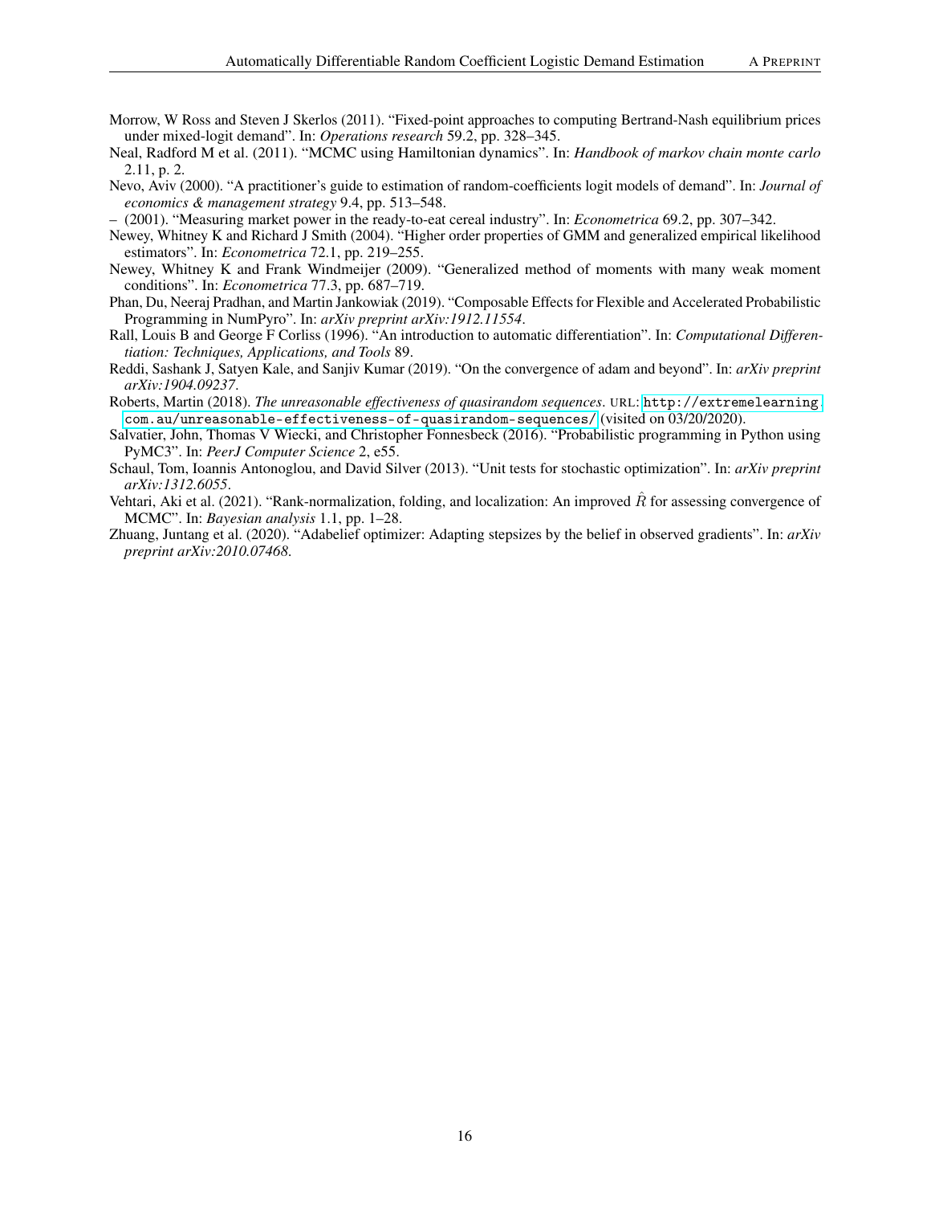Morrow, W Ross and Steven J Skerlos (2011). "Fixed-point approaches to computing Bertrand-Nash equilibrium prices under mixed-logit demand". In: *Operations research* 59.2, pp. 328–345.

Neal, Radford M et al. (2011). "MCMC using Hamiltonian dynamics". In: *Handbook of markov chain monte carlo* 2.11, p. 2.

Nevo, Aviv (2000). "A practitioner's guide to estimation of random-coefficients logit models of demand". In: *Journal of economics & management strategy* 9.4, pp. 513–548.

– (2001). "Measuring market power in the ready-to-eat cereal industry". In: *Econometrica* 69.2, pp. 307–342.

Newey, Whitney K and Richard J Smith (2004). "Higher order properties of GMM and generalized empirical likelihood estimators". In: *Econometrica* 72.1, pp. 219–255.

Newey, Whitney K and Frank Windmeijer (2009). "Generalized method of moments with many weak moment conditions". In: *Econometrica* 77.3, pp. 687–719.

Phan, Du, Neeraj Pradhan, and Martin Jankowiak (2019). "Composable Effects for Flexible and Accelerated Probabilistic Programming in NumPyro". In: *arXiv preprint arXiv:1912.11554*.

Rall, Louis B and George F Corliss (1996). "An introduction to automatic differentiation". In: *Computational Differentiation: Techniques, Applications, and Tools* 89.

Reddi, Sashank J, Satyen Kale, and Sanjiv Kumar (2019). "On the convergence of adam and beyond". In: *arXiv preprint arXiv:1904.09237*.

Roberts, Martin (2018). *The unreasonable effectiveness of quasirandom sequences*. URL: http://extremelearning.com.au/unreasonable-effectiveness-of-quasirandom-sequences/ (visited on 03/20/2020).

Salvatier, John, Thomas V Wiecki, and Christopher Fonnesbeck (2016). "Probabilistic programming in Python using PyMC3". In: *PeerJ Computer Science* 2, e55.

Schaul, Tom, Ioannis Antonoglou, and David Silver (2013). "Unit tests for stochastic optimization". In: *arXiv preprint arXiv:1312.6055*.

Vehtari, Aki et al. (2021). "Rank-normalization, folding, and localization: An improved $\hat{R}$ for assessing convergence of MCMC". In: *Bayesian analysis* 1.1, pp. 1–28.

Zhuang, Juntang et al. (2020). "Adabelief optimizer: Adapting stepsizes by the belief in observed gradients". In: *arXiv preprint arXiv:2010.07468*.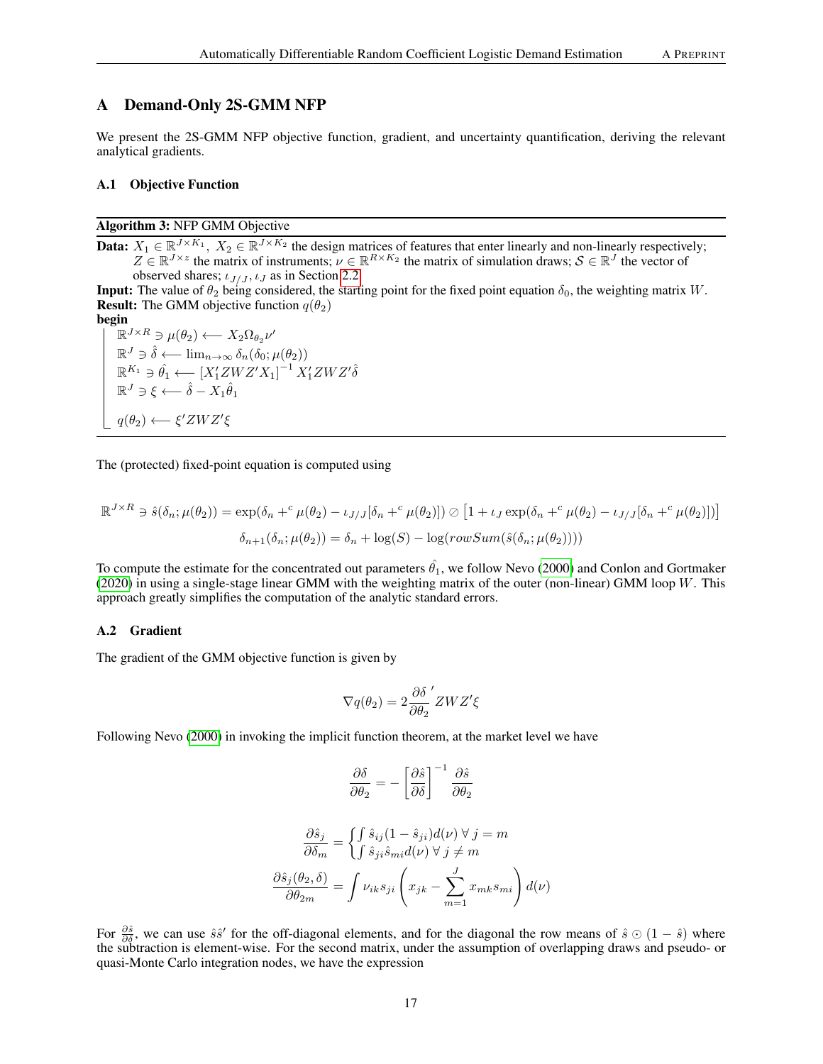# A Demand-Only 2S-GMM NFP

We present the 2S-GMM NFP objective function, gradient, and uncertainty quantification, deriving the relevant analytical gradients.

## A.1 Objective Function

**Algorithm 3:** NFP GMM Objective

**Data:** $X_1 \in \mathbb{R}^{J \times K_1}$, $X_2 \in \mathbb{R}^{J \times K_2}$ the design matrices of features that enter linearly and non-linearly respectively; $Z \in \mathbb{R}^{J \times z}$ the matrix of instruments; $\nu \in \mathbb{R}^{R \times K_2}$ the matrix of simulation draws; $\mathcal{S} \in \mathbb{R}^J$ the vector of observed shares; $\iota_{J/J}, \iota_J$ as in Section 2.2

**Input:** The value of $\theta_2$ being considered, the starting point for the fixed point equation $\delta_0$, the weighting matrix $W$.

**Result:** The GMM objective function $q(\theta_2)$

**begin**

- $\mathbb{R}^{J \times R} \ni \mu(\theta_2) \longleftarrow X_2 \Omega_{\theta_2} \nu'$
- $\mathbb{R}^{J} \ni \hat{\delta} \longleftarrow \lim_{n \to \infty} \delta_n(\delta_0; \mu(\theta_2))$
- $\mathbb{R}^{K_1} \ni \hat{\theta}_1 \longleftarrow \left[X_1' Z W Z' X_1\right]^{-1} X_1' Z W Z' \hat{\delta}$
- $\mathbb{R}^{J} \ni \xi \longleftarrow \hat{\delta} - X_1 \hat{\theta}_1$
- $q(\theta_2) \longleftarrow \xi' Z W Z' \xi$

The (protected) fixed-point equation is computed using

$$
\mathbb{R}^{J \times R} \ni \hat{s}(\delta_n; \mu(\theta_2)) = \exp(\delta_n +^c \mu(\theta_2) - \iota_{J/J}[\delta_n +^c \mu(\theta_2)]) \oslash \left[1 + \iota_J \exp(\delta_n +^c \mu(\theta_2) - \iota_{J/J}[\delta_n +^c \mu(\theta_2)])\right]
$$

$$
\delta_{n+1}(\delta_n; \mu(\theta_2)) = \delta_n + \log(S) - \log(rowSum(\hat{s}(\delta_n; \mu(\theta_2))))
$$

To compute the estimate for the concentrated out parameters $\hat{\theta}_1$, we follow Nevo (2000) and Conlon and Gortmaker (2020) in using a single-stage linear GMM with the weighting matrix of the outer (non-linear) GMM loop $W$. This approach greatly simplifies the computation of the analytic standard errors.

## A.2 Gradient

The gradient of the GMM objective function is given by

$$
\nabla q(\theta_2) = 2 \frac{\partial \delta}{\partial \theta_2}' Z W Z' \xi
$$

Following Nevo (2000) in invoking the implicit function theorem, at the market level we have

$$
\frac{\partial \delta}{\partial \theta_2} = - \left[\frac{\partial \hat{s}}{\partial \delta}\right]^{-1} \frac{\partial \hat{s}}{\partial \theta_2}
$$

$$
\frac{\partial \hat{s}_j}{\partial \delta_m} = \begin{cases} \int \hat{s}_{ij}(1 - \hat{s}_{ji}) d(\nu) \ \forall \ j = m \\ \int \hat{s}_{ji} \hat{s}_{mi} d(\nu) \ \forall \ j \neq m \end{cases}
$$

$$
\frac{\partial \hat{s}_j(\theta_2, \delta)}{\partial \theta_{2m}} = \int \nu_{ik} s_{ji} \left( x_{jk} - \sum_{m=1}^{J} x_{mk} s_{mi} \right) d(\nu)
$$

For $\frac{\partial \hat{s}}{\partial \delta}$, we can use $\hat{s}\hat{s}'$ for the off-diagonal elements, and for the diagonal the row means of $\hat{s} \odot (1 - \hat{s})$ where the subtraction is element-wise. For the second matrix, under the assumption of overlapping draws and pseudo- or quasi-Monte Carlo integration nodes, we have the expression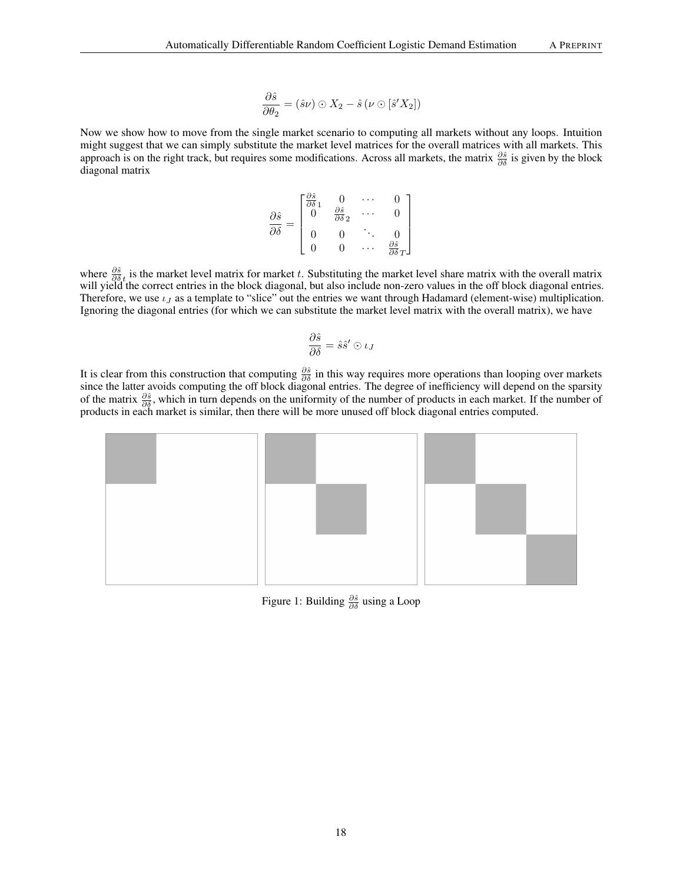$$\frac{\partial \hat{s}}{\partial \theta_2} = (\hat{s}\nu) \odot X_2 - \hat{s} \left(\nu \odot [\hat{s}' X_2]\right)$$

Now we show how to move from the single market scenario to computing all markets without any loops. Intuition might suggest that we can simply substitute the market level matrices for the overall matrices with all markets. This approach is on the right track, but requires some modifications. Across all markets, the matrix $\frac{\partial \hat{s}}{\partial \delta}$ is given by the block diagonal matrix

$$\frac{\partial \hat{s}}{\partial \delta} = \begin{bmatrix} \frac{\partial \hat{s}}{\partial \delta}_1 & 0 & \cdots & 0 \\ 0 & \frac{\partial \hat{s}}{\partial \delta}_2 & \cdots & 0 \\ 0 & 0 & \ddots & 0 \\ 0 & 0 & \cdots & \frac{\partial \hat{s}}{\partial \delta}_T \end{bmatrix}$$

where $\frac{\partial \hat{s}}{\partial \delta}_t$ is the market level matrix for market $t$. Substituting the market level share matrix with the overall matrix will yield the correct entries in the block diagonal, but also include non-zero values in the off block diagonal entries. Therefore, we use $\iota_J$ as a template to "slice" out the entries we want through Hadamard (element-wise) multiplication. Ignoring the diagonal entries (for which we can substitute the market level matrix with the overall matrix), we have

$$\frac{\partial \hat{s}}{\partial \delta} = \hat{s}\hat{s}' \odot \iota_J$$

It is clear from this construction that computing $\frac{\partial \hat{s}}{\partial \delta}$ in this way requires more operations than looping over markets since the latter avoids computing the off block diagonal entries. The degree of inefficiency will depend on the sparsity of the matrix $\frac{\partial \hat{s}}{\partial \delta}$, which in turn depends on the uniformity of the number of products in each market. If the number of products in each market is similar, then there will be more unused off block diagonal entries computed.

Figure 1: Building $\frac{\partial \hat{s}}{\partial \delta}$ using a Loop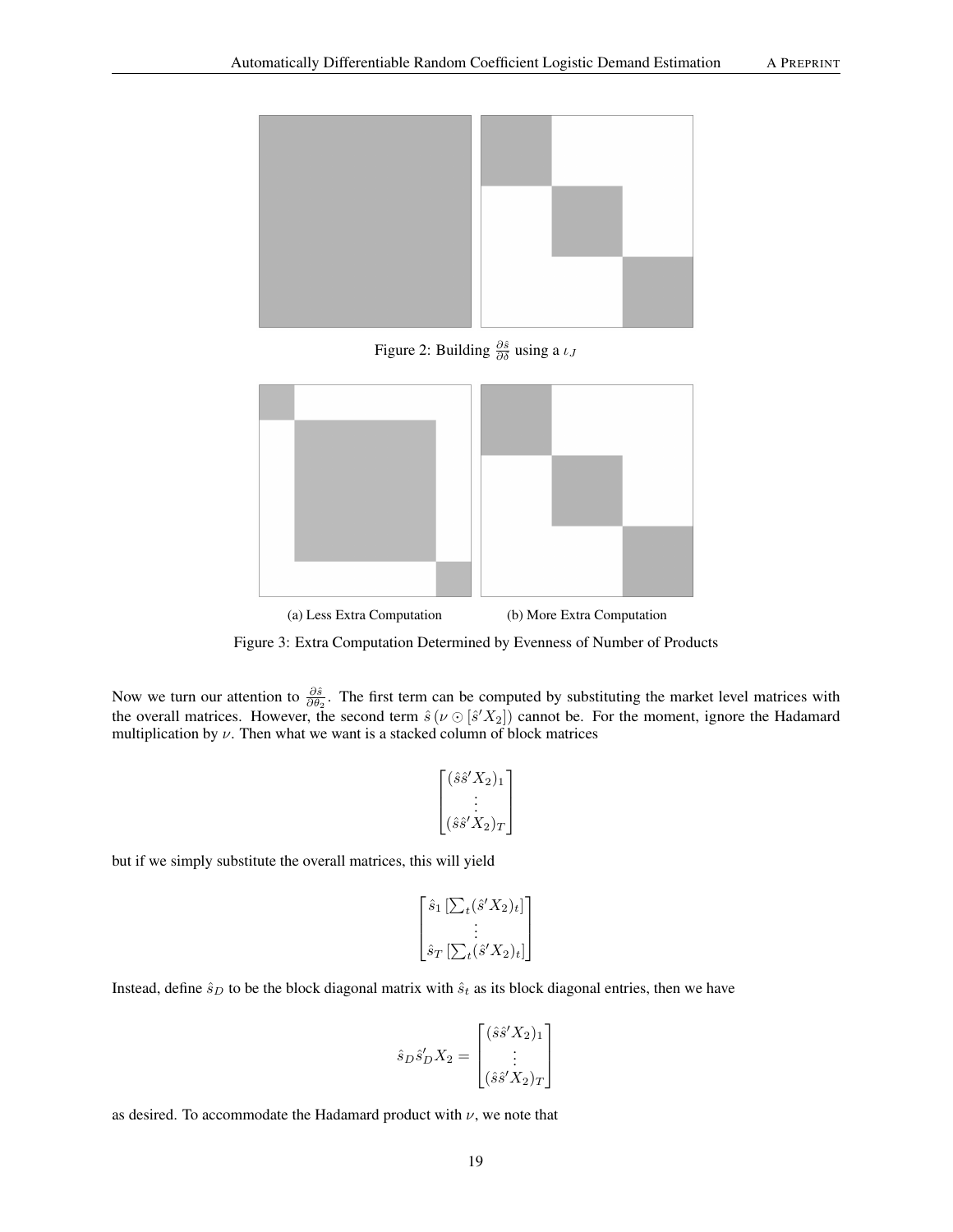Figure 2: Building $\frac{\partial \hat{s}}{\partial \delta}$ using a $\iota_J$

(a) Less Extra Computation

(b) More Extra Computation

Figure 3: Extra Computation Determined by Evenness of Number of Products

Now we turn our attention to $\frac{\partial \hat{s}}{\partial \theta_2}$. The first term can be computed by substituting the market level matrices with the overall matrices. However, the second term $\hat{s}\,(\nu \odot [\hat{s}' X_2])$ cannot be. For the moment, ignore the Hadamard multiplication by $\nu$. Then what we want is a stacked column of block matrices

$$\begin{bmatrix} (\hat{s}\hat{s}' X_2)_1 \\ \vdots \\ (\hat{s}\hat{s}' X_2)_T \end{bmatrix}$$

but if we simply substitute the overall matrices, this will yield

$$\begin{bmatrix} \hat{s}_1 \left[\sum_t (\hat{s}' X_2)_t\right] \\ \vdots \\ \hat{s}_T \left[\sum_t (\hat{s}' X_2)_t\right] \end{bmatrix}$$

Instead, define $\hat{s}_D$ to be the block diagonal matrix with $\hat{s}_t$ as its block diagonal entries, then we have

$$\hat{s}_D \hat{s}_D' X_2 = \begin{bmatrix} (\hat{s}\hat{s}' X_2)_1 \\ \vdots \\ (\hat{s}\hat{s}' X_2)_T \end{bmatrix}$$

as desired. To accommodate the Hadamard product with $\nu$, we note that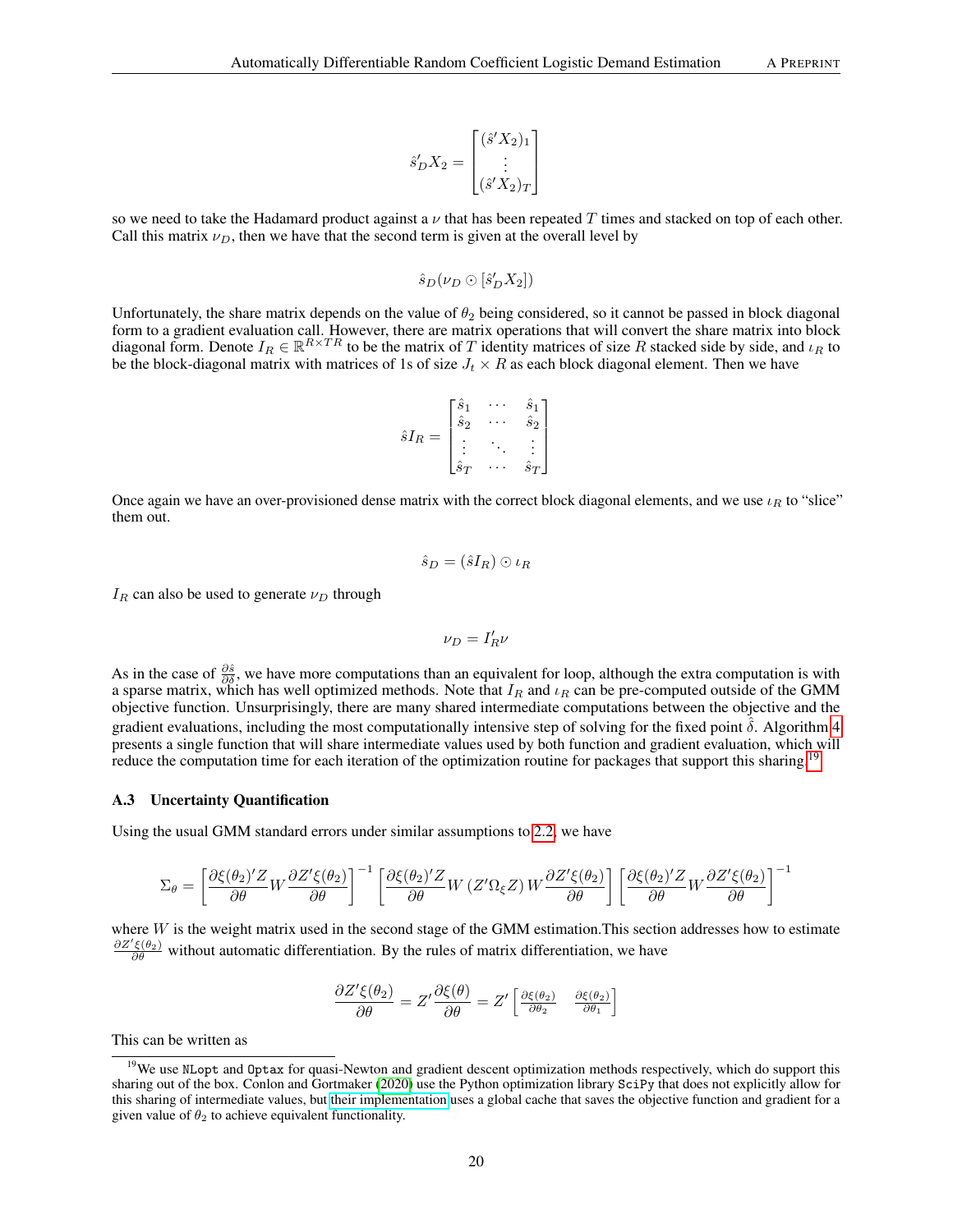$$\hat{s}'_D X_2 = \begin{bmatrix} (\hat{s}'X_2)_1 \\ \vdots \\ (\hat{s}'X_2)_T \end{bmatrix}$$

so we need to take the Hadamard product against a $\nu$ that has been repeated $T$ times and stacked on top of each other. Call this matrix $\nu_D$, then we have that the second term is given at the overall level by

$$\hat{s}_D(\nu_D \odot [\hat{s}'_D X_2])$$

Unfortunately, the share matrix depends on the value of $\theta_2$ being considered, so it cannot be passed in block diagonal form to a gradient evaluation call. However, there are matrix operations that will convert the share matrix into block diagonal form. Denote $I_R \in \mathbb{R}^{R \times TR}$ to be the matrix of $T$ identity matrices of size $R$ stacked side by side, and $\iota_R$ to be the block-diagonal matrix with matrices of 1s of size $J_t \times R$ as each block diagonal element. Then we have

$$\hat{s} I_R = \begin{bmatrix} \hat{s}_1 & \cdots & \hat{s}_1 \\ \hat{s}_2 & \cdots & \hat{s}_2 \\ \vdots & \ddots & \vdots \\ \hat{s}_T & \cdots & \hat{s}_T \end{bmatrix}$$

Once again we have an over-provisioned dense matrix with the correct block diagonal elements, and we use $\iota_R$ to "slice" them out.

$$\hat{s}_D = (\hat{s} I_R) \odot \iota_R$$

$I_R$ can also be used to generate $\nu_D$ through

$$\nu_D = I'_R \nu$$

As in the case of $\frac{\partial \hat{s}}{\partial \delta}$, we have more computations than an equivalent for loop, although the extra computation is with a sparse matrix, which has well optimized methods. Note that $I_R$ and $\iota_R$ can be pre-computed outside of the GMM objective function. Unsurprisingly, there are many shared intermediate computations between the objective and the gradient evaluations, including the most computationally intensive step of solving for the fixed point $\hat{\delta}$. Algorithm 4 presents a single function that will share intermediate values used by both function and gradient evaluation, which will reduce the computation time for each iteration of the optimization routine for packages that support this sharing.[19]

### A.3 Uncertainty Quantification

Using the usual GMM standard errors under similar assumptions to 2.2, we have

$$\Sigma_\theta = \left[\frac{\partial \xi(\theta_2)'Z}{\partial \theta} W \frac{\partial Z'\xi(\theta_2)}{\partial \theta}\right]^{-1} \left[\frac{\partial \xi(\theta_2)'Z}{\partial \theta} W \left(Z'\Omega_\xi Z\right) W \frac{\partial Z'\xi(\theta_2)}{\partial \theta}\right] \left[\frac{\partial \xi(\theta_2)'Z}{\partial \theta} W \frac{\partial Z'\xi(\theta_2)}{\partial \theta}\right]^{-1}$$

where $W$ is the weight matrix used in the second stage of the GMM estimation.This section addresses how to estimate $\frac{\partial Z'\xi(\theta_2)}{\partial \theta}$ without automatic differentiation. By the rules of matrix differentiation, we have

$$\frac{\partial Z'\xi(\theta_2)}{\partial \theta} = Z' \frac{\partial \xi(\theta)}{\partial \theta} = Z' \begin{bmatrix} \frac{\partial \xi(\theta_2)}{\partial \theta_2} & \frac{\partial \xi(\theta_2)}{\partial \theta_1} \end{bmatrix}$$

This can be written as

[19] We use `NLopt` and `Optax` for quasi-Newton and gradient descent optimization methods respectively, which do support this sharing out of the box. Conlon and Gortmaker (2020) use the Python optimization library `SciPy` that does not explicitly allow for this sharing of intermediate values, but their implementation uses a global cache that saves the objective function and gradient for a given value of $\theta_2$ to achieve equivalent functionality.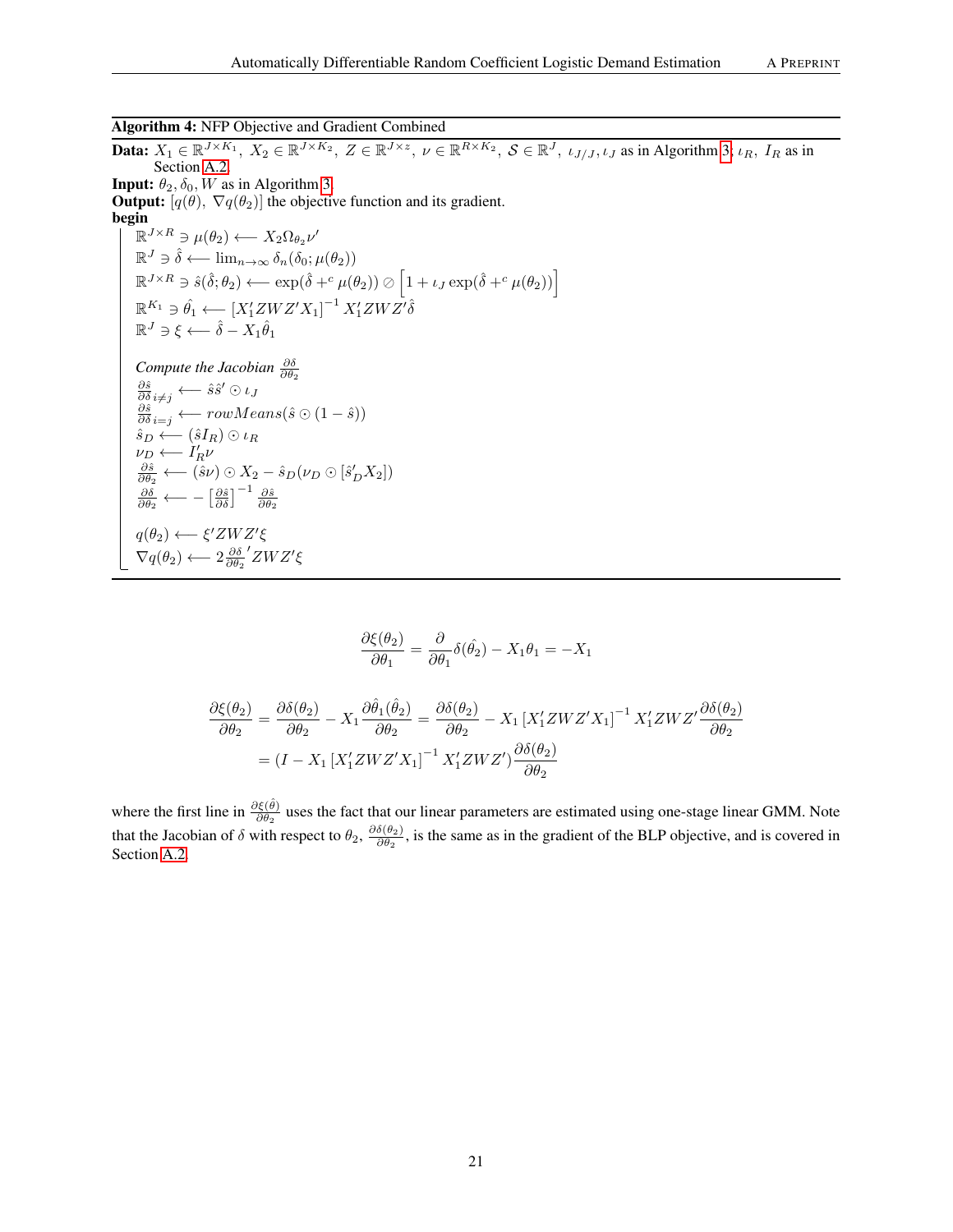**Algorithm 4:** NFP Objective and Gradient Combined

**Data:** $X_1 \in \mathbb{R}^{J \times K_1}$, $X_2 \in \mathbb{R}^{J \times K_2}$, $Z \in \mathbb{R}^{J \times z}$, $\nu \in \mathbb{R}^{R \times K_2}$, $\mathcal{S} \in \mathbb{R}^J$, $\iota_{J/J}, \iota_J$ as in Algorithm 3, $\iota_R$, $I_R$ as in Section A.2.

**Input:** $\theta_2, \delta_0, W$ as in Algorithm 3

**Output:** $[q(\theta), \nabla q(\theta_2)]$ the objective function and its gradient.

**begin**

$\mathbb{R}^{J \times R} \ni \mu(\theta_2) \longleftarrow X_2 \Omega_{\theta_2} \nu'$

$\mathbb{R}^J \ni \hat{\delta} \longleftarrow \lim_{n \to \infty} \delta_n(\delta_0; \mu(\theta_2))$

$\mathbb{R}^{J \times R} \ni \hat{s}(\hat{\delta}; \theta_2) \longleftarrow \exp(\hat{\delta} +^c \mu(\theta_2)) \oslash \left[1 + \iota_J \exp(\hat{\delta} +^c \mu(\theta_2))\right]$

$\mathbb{R}^{K_1} \ni \hat{\theta}_1 \longleftarrow \left[X_1' Z W Z' X_1\right]^{-1} X_1' Z W Z' \hat{\delta}$

$\mathbb{R}^J \ni \xi \longleftarrow \hat{\delta} - X_1 \hat{\theta}_1$

*Compute the Jacobian* $\frac{\partial \delta}{\partial \theta_2}$

$\frac{\partial \hat{s}}{\partial \delta}_{i \neq j} \longleftarrow \hat{s}\hat{s}' \odot \iota_J$

$\frac{\partial \hat{s}}{\partial \delta}_{i = j} \longleftarrow rowMeans(\hat{s} \odot (1 - \hat{s}))$

$\hat{s}_D \longleftarrow (\hat{s} I_R) \odot \iota_R$

$\nu_D \longleftarrow I_R' \nu$

$\frac{\partial \hat{s}}{\partial \theta_2} \longleftarrow (\hat{s}\nu) \odot X_2 - \hat{s}_D(\nu_D \odot [\hat{s}_D' X_2])$

$\frac{\partial \delta}{\partial \theta_2} \longleftarrow - \left[\frac{\partial \hat{s}}{\partial \delta}\right]^{-1} \frac{\partial \hat{s}}{\partial \theta_2}$

$q(\theta_2) \longleftarrow \xi' Z W Z' \xi$

$\nabla q(\theta_2) \longleftarrow 2 \frac{\partial \delta}{\partial \theta_2}' Z W Z' \xi$

$$\frac{\partial \xi(\theta_2)}{\partial \theta_1} = \frac{\partial}{\partial \theta_1} \delta(\hat{\theta}_2) - X_1 \theta_1 = -X_1$$

$$\begin{aligned}
\frac{\partial \xi(\theta_2)}{\partial \theta_2} &= \frac{\partial \delta(\theta_2)}{\partial \theta_2} - X_1 \frac{\partial \hat{\theta}_1(\hat{\theta}_2)}{\partial \theta_2} = \frac{\partial \delta(\theta_2)}{\partial \theta_2} - X_1 \left[X_1' Z W Z' X_1\right]^{-1} X_1' Z W Z' \frac{\partial \delta(\theta_2)}{\partial \theta_2} \\
&= (I - X_1 \left[X_1' Z W Z' X_1\right]^{-1} X_1' Z W Z') \frac{\partial \delta(\theta_2)}{\partial \theta_2}
\end{aligned}$$

where the first line in $\frac{\partial \xi(\hat{\theta})}{\partial \theta_2}$ uses the fact that our linear parameters are estimated using one-stage linear GMM. Note that the Jacobian of $\delta$ with respect to $\theta_2$, $\frac{\partial \delta(\theta_2)}{\partial \theta_2}$, is the same as in the gradient of the BLP objective, and is covered in Section A.2.